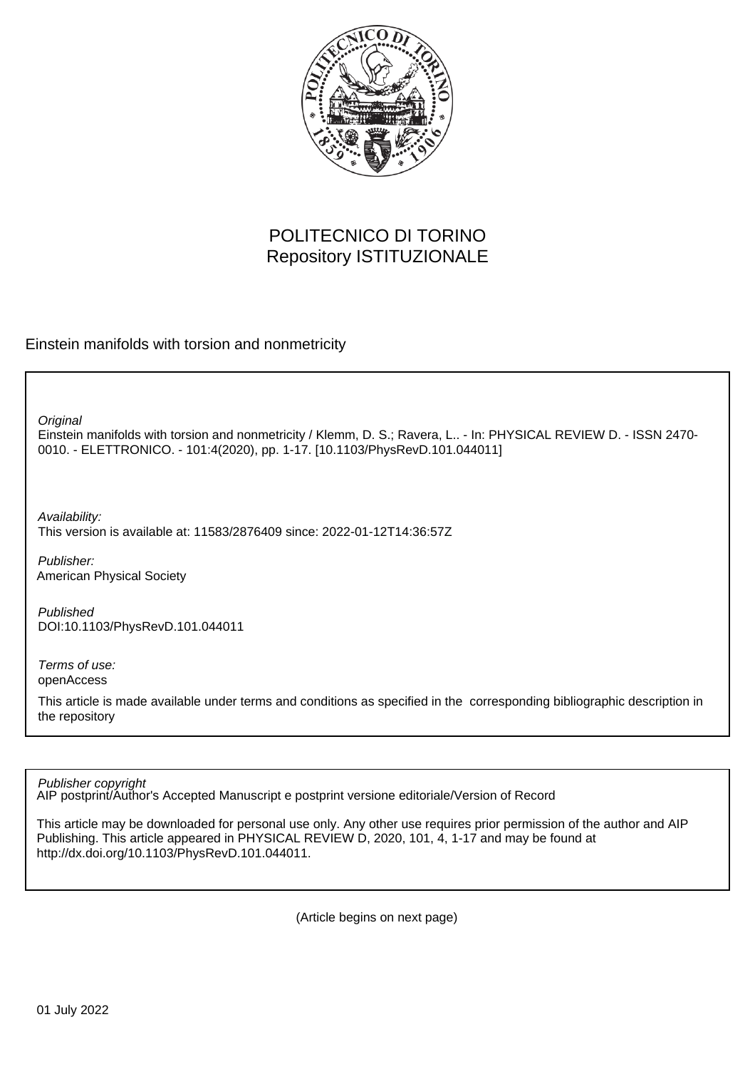POLITECNICO DI TORINO
Repository ISTITUZIONALE

Einstein manifolds with torsion and nonmetricity

*Original*
Einstein manifolds with torsion and nonmetricity / Klemm, D. S.; Ravera, L.. - In: PHYSICAL REVIEW D. - ISSN 2470-0010. - ELETTRONICO. - 101:4(2020), pp. 1-17. [10.1103/PhysRevD.101.044011]

*Availability:*
This version is available at: 11583/2876409 since: 2022-01-12T14:36:57Z

*Publisher:*
American Physical Society

*Published*
DOI:10.1103/PhysRevD.101.044011

*Terms of use:*
openAccess

This article is made available under terms and conditions as specified in the corresponding bibliographic description in the repository

*Publisher copyright*
AIP postprint/Author's Accepted Manuscript e postprint versione editoriale/Version of Record

This article may be downloaded for personal use only. Any other use requires prior permission of the author and AIP Publishing. This article appeared in PHYSICAL REVIEW D, 2020, 101, 4, 1-17 and may be found at http://dx.doi.org/10.1103/PhysRevD.101.044011.

(Article begins on next page)

01 July 2022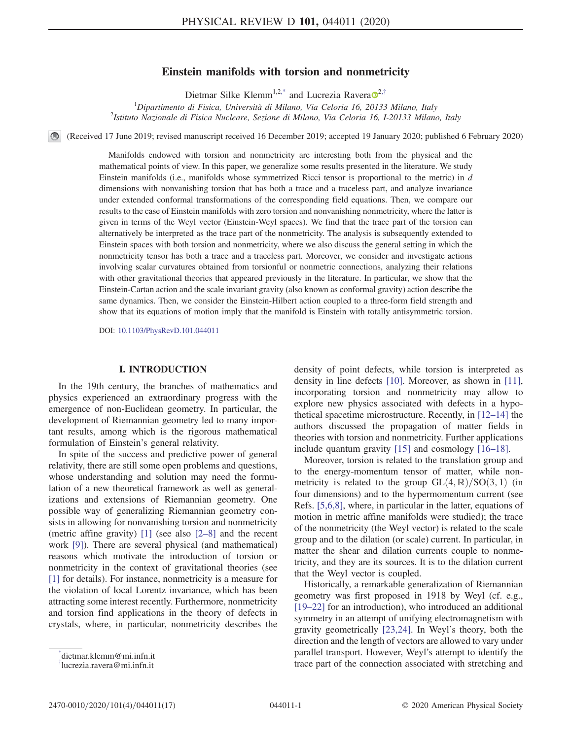# Einstein manifolds with torsion and nonmetricity

Dietmar Silke Klemm[1,2,*] and Lucrezia Ravera[2,†]

[1]*Dipartimento di Fisica, Università di Milano, Via Celoria 16, 20133 Milano, Italy*
[2]*Istituto Nazionale di Fisica Nucleare, Sezione di Milano, Via Celoria 16, I-20133 Milano, Italy*

(Received 17 June 2019; revised manuscript received 16 December 2019; accepted 19 January 2020; published 6 February 2020)

Manifolds endowed with torsion and nonmetricity are interesting both from the physical and the mathematical points of view. In this paper, we generalize some results presented in the literature. We study Einstein manifolds (i.e., manifolds whose symmetrized Ricci tensor is proportional to the metric) in $d$ dimensions with nonvanishing torsion that has both a trace and a traceless part, and analyze invariance under extended conformal transformations of the corresponding field equations. Then, we compare our results to the case of Einstein manifolds with zero torsion and nonvanishing nonmetricity, where the latter is given in terms of the Weyl vector (Einstein-Weyl spaces). We find that the trace part of the torsion can alternatively be interpreted as the trace part of the nonmetricity. The analysis is subsequently extended to Einstein spaces with both torsion and nonmetricity, where we also discuss the general setting in which the nonmetricity tensor has both a trace and a traceless part. Moreover, we consider and investigate actions involving scalar curvatures obtained from torsionful or nonmetric connections, analyzing their relations with other gravitational theories that appeared previously in the literature. In particular, we show that the Einstein-Cartan action and the scale invariant gravity (also known as conformal gravity) action describe the same dynamics. Then, we consider the Einstein-Hilbert action coupled to a three-form field strength and show that its equations of motion imply that the manifold is Einstein with totally antisymmetric torsion.

DOI: 10.1103/PhysRevD.101.044011

## I. INTRODUCTION

In the 19th century, the branches of mathematics and physics experienced an extraordinary progress with the emergence of non-Euclidean geometry. In particular, the development of Riemannian geometry led to many important results, among which is the rigorous mathematical formulation of Einstein's general relativity.

In spite of the success and predictive power of general relativity, there are still some open problems and questions, whose understanding and solution may need the formulation of a new theoretical framework as well as generalizations and extensions of Riemannian geometry. One possible way of generalizing Riemannian geometry consists in allowing for nonvanishing torsion and nonmetricity (metric affine gravity) [1] (see also [2–8] and the recent work [9]). There are several physical (and mathematical) reasons which motivate the introduction of torsion or nonmetricity in the context of gravitational theories (see [1] for details). For instance, nonmetricity is a measure for the violation of local Lorentz invariance, which has been attracting some interest recently. Furthermore, nonmetricity and torsion find applications in the theory of defects in crystals, where, in particular, nonmetricity describes the density of point defects, while torsion is interpreted as density in line defects [10]. Moreover, as shown in [11], incorporating torsion and nonmetricity may allow to explore new physics associated with defects in a hypothetical spacetime microstructure. Recently, in [12–14] the authors discussed the propagation of matter fields in theories with torsion and nonmetricity. Further applications include quantum gravity [15] and cosmology [16–18].

Moreover, torsion is related to the translation group and to the energy-momentum tensor of matter, while nonmetricity is related to the group $\mathrm{GL}(4,\mathbb{R})/\mathrm{SO}(3,1)$ (in four dimensions) and to the hypermomentum current (see Refs. [5,6,8], where, in particular in the latter, equations of motion in metric affine manifolds were studied); the trace of the nonmetricity (the Weyl vector) is related to the scale group and to the dilation (or scale) current. In particular, in matter the shear and dilation currents couple to nonmetricity, and they are its sources. It is to the dilation current that the Weyl vector is coupled.

Historically, a remarkable generalization of Riemannian geometry was first proposed in 1918 by Weyl (cf. e.g., [19–22] for an introduction), who introduced an additional symmetry in an attempt of unifying electromagnetism with gravity geometrically [23,24]. In Weyl's theory, both the direction and the length of vectors are allowed to vary under parallel transport. However, Weyl's attempt to identify the trace part of the connection associated with stretching and

*dietmar.klemm@mi.infn.it
†lucrezia.ravera@mi.infn.it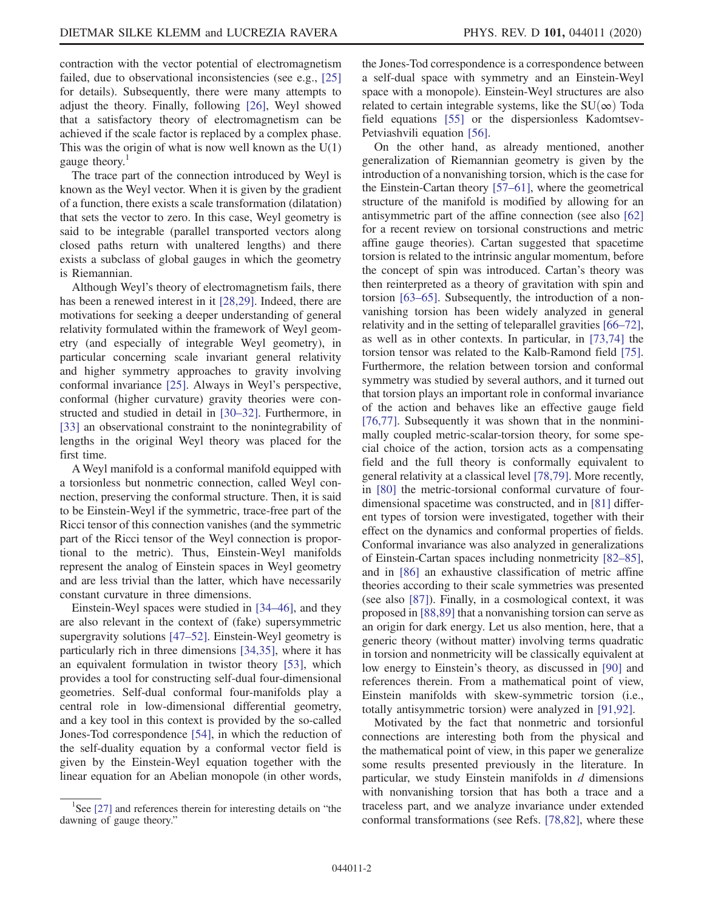contraction with the vector potential of electromagnetism failed, due to observational inconsistencies (see e.g., [25] for details). Subsequently, there were many attempts to adjust the theory. Finally, following [26], Weyl showed that a satisfactory theory of electromagnetism can be achieved if the scale factor is replaced by a complex phase. This was the origin of what is now well known as the U(1) gauge theory.[1]

The trace part of the connection introduced by Weyl is known as the Weyl vector. When it is given by the gradient of a function, there exists a scale transformation (dilatation) that sets the vector to zero. In this case, Weyl geometry is said to be integrable (parallel transported vectors along closed paths return with unaltered lengths) and there exists a subclass of global gauges in which the geometry is Riemannian.

Although Weyl's theory of electromagnetism fails, there has been a renewed interest in it [28,29]. Indeed, there are motivations for seeking a deeper understanding of general relativity formulated within the framework of Weyl geometry (and especially of integrable Weyl geometry), in particular concerning scale invariant general relativity and higher symmetry approaches to gravity involving conformal invariance [25]. Always in Weyl's perspective, conformal (higher curvature) gravity theories were constructed and studied in detail in [30–32]. Furthermore, in [33] an observational constraint to the nonintegrability of lengths in the original Weyl theory was placed for the first time.

A Weyl manifold is a conformal manifold equipped with a torsionless but nonmetric connection, called Weyl connection, preserving the conformal structure. Then, it is said to be Einstein-Weyl if the symmetric, trace-free part of the Ricci tensor of this connection vanishes (and the symmetric part of the Ricci tensor of the Weyl connection is proportional to the metric). Thus, Einstein-Weyl manifolds represent the analog of Einstein spaces in Weyl geometry and are less trivial than the latter, which have necessarily constant curvature in three dimensions.

Einstein-Weyl spaces were studied in [34–46], and they are also relevant in the context of (fake) supersymmetric supergravity solutions [47–52]. Einstein-Weyl geometry is particularly rich in three dimensions [34,35], where it has an equivalent formulation in twistor theory [53], which provides a tool for constructing self-dual four-dimensional geometries. Self-dual conformal four-manifolds play a central role in low-dimensional differential geometry, and a key tool in this context is provided by the so-called Jones-Tod correspondence [54], in which the reduction of the self-duality equation by a conformal vector field is given by the Einstein-Weyl equation together with the linear equation for an Abelian monopole (in other words, the Jones-Tod correspondence is a correspondence between a self-dual space with symmetry and an Einstein-Weyl space with a monopole). Einstein-Weyl structures are also related to certain integrable systems, like the $\mathrm{SU}(\infty)$ Toda field equations [55] or the dispersionless Kadomtsev-Petviashvili equation [56].

On the other hand, as already mentioned, another generalization of Riemannian geometry is given by the introduction of a nonvanishing torsion, which is the case for the Einstein-Cartan theory [57–61], where the geometrical structure of the manifold is modified by allowing for an antisymmetric part of the affine connection (see also [62] for a recent review on torsional constructions and metric affine gauge theories). Cartan suggested that spacetime torsion is related to the intrinsic angular momentum, before the concept of spin was introduced. Cartan's theory was then reinterpreted as a theory of gravitation with spin and torsion [63–65]. Subsequently, the introduction of a nonvanishing torsion has been widely analyzed in general relativity and in the setting of teleparallel gravities [66–72], as well as in other contexts. In particular, in [73,74] the torsion tensor was related to the Kalb-Ramond field [75]. Furthermore, the relation between torsion and conformal symmetry was studied by several authors, and it turned out that torsion plays an important role in conformal invariance of the action and behaves like an effective gauge field [76,77]. Subsequently it was shown that in the nonminimally coupled metric-scalar-torsion theory, for some special choice of the action, torsion acts as a compensating field and the full theory is conformally equivalent to general relativity at a classical level [78,79]. More recently, in [80] the metric-torsional conformal curvature of four-dimensional spacetime was constructed, and in [81] different types of torsion were investigated, together with their effect on the dynamics and conformal properties of fields. Conformal invariance was also analyzed in generalizations of Einstein-Cartan spaces including nonmetricity [82–85], and in [86] an exhaustive classification of metric affine theories according to their scale symmetries was presented (see also [87]). Finally, in a cosmological context, it was proposed in [88,89] that a nonvanishing torsion can serve as an origin for dark energy. Let us also mention, here, that a generic theory (without matter) involving terms quadratic in torsion and nonmetricity will be classically equivalent at low energy to Einstein's theory, as discussed in [90] and references therein. From a mathematical point of view, Einstein manifolds with skew-symmetric torsion (i.e., totally antisymmetric torsion) were analyzed in [91,92].

Motivated by the fact that nonmetric and torsionful connections are interesting both from the physical and the mathematical point of view, in this paper we generalize some results presented previously in the literature. In particular, we study Einstein manifolds in $d$ dimensions with nonvanishing torsion that has both a trace and a traceless part, and we analyze invariance under extended conformal transformations (see Refs. [78,82], where these

[1] See [27] and references therein for interesting details on "the dawning of gauge theory."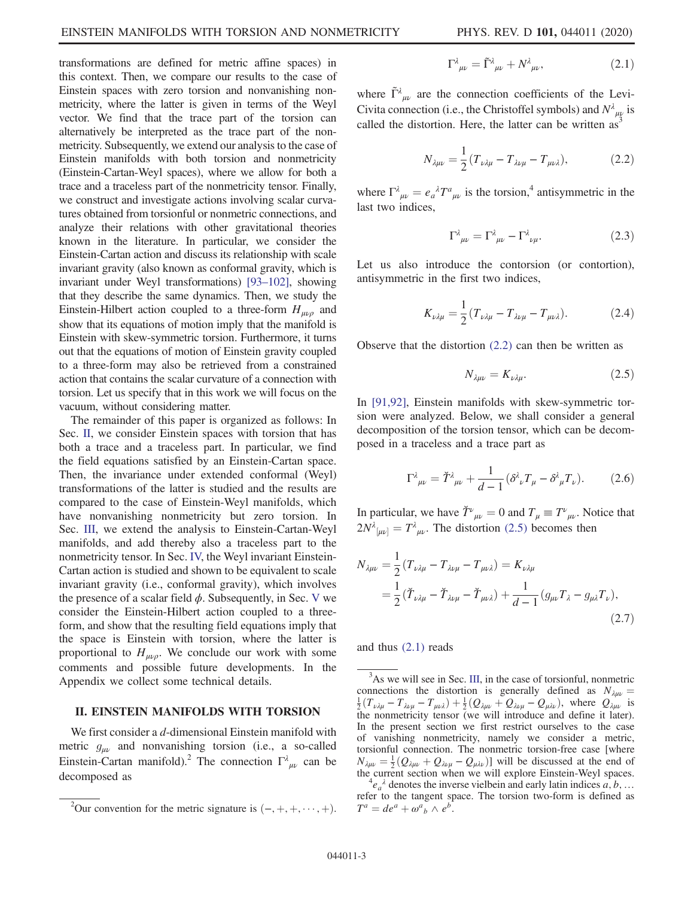transformations are defined for metric affine spaces) in this context. Then, we compare our results to the case of Einstein spaces with zero torsion and nonvanishing nonmetricity, where the latter is given in terms of the Weyl vector. We find that the trace part of the torsion can alternatively be interpreted as the trace part of the nonmetricity. Subsequently, we extend our analysis to the case of Einstein manifolds with both torsion and nonmetricity (Einstein-Cartan-Weyl spaces), where we allow for both a trace and a traceless part of the nonmetricity tensor. Finally, we construct and investigate actions involving scalar curvatures obtained from torsionful or nonmetric connections, and analyze their relations with other gravitational theories known in the literature. In particular, we consider the Einstein-Cartan action and discuss its relationship with scale invariant gravity (also known as conformal gravity, which is invariant under Weyl transformations) [93–102], showing that they describe the same dynamics. Then, we study the Einstein-Hilbert action coupled to a three-form $H_{\mu\nu\rho}$ and show that its equations of motion imply that the manifold is Einstein with skew-symmetric torsion. Furthermore, it turns out that the equations of motion of Einstein gravity coupled to a three-form may also be retrieved from a constrained action that contains the scalar curvature of a connection with torsion. Let us specify that in this work we will focus on the vacuum, without considering matter.

The remainder of this paper is organized as follows: In Sec. II, we consider Einstein spaces with torsion that has both a trace and a traceless part. In particular, we find the field equations satisfied by an Einstein-Cartan space. Then, the invariance under extended conformal (Weyl) transformations of the latter is studied and the results are compared to the case of Einstein-Weyl manifolds, which have nonvanishing nonmetricity but zero torsion. In Sec. III, we extend the analysis to Einstein-Cartan-Weyl manifolds, and add thereby also a traceless part to the nonmetricity tensor. In Sec. IV, the Weyl invariant Einstein-Cartan action is studied and shown to be equivalent to scale invariant gravity (i.e., conformal gravity), which involves the presence of a scalar field $\phi$. Subsequently, in Sec. V we consider the Einstein-Hilbert action coupled to a three-form, and show that the resulting field equations imply that the space is Einstein with torsion, where the latter is proportional to $H_{\mu\nu\rho}$. We conclude our work with some comments and possible future developments. In the Appendix we collect some technical details.

## II. EINSTEIN MANIFOLDS WITH TORSION

We first consider a $d$-dimensional Einstein manifold with metric $g_{\mu\nu}$ and nonvanishing torsion (i.e., a so-called Einstein-Cartan manifold).[2] The connection $\Gamma^{\lambda}{}_{\mu\nu}$ can be decomposed as

$$\Gamma^{\lambda}{}_{\mu\nu} = \tilde{\Gamma}^{\lambda}{}_{\mu\nu} + N^{\lambda}{}_{\mu\nu}, \tag{2.1}$$

where $\tilde{\Gamma}^{\lambda}{}_{\mu\nu}$ are the connection coefficients of the Levi-Civita connection (i.e., the Christoffel symbols) and $N^{\lambda}{}_{\mu\nu}$ is called the distortion. Here, the latter can be written as[3]

$$N_{\lambda\mu\nu} = \frac{1}{2}(T_{\nu\lambda\mu} - T_{\lambda\nu\mu} - T_{\mu\nu\lambda}), \tag{2.2}$$

where $T^{\lambda}{}_{\mu\nu} = e_a{}^{\lambda} T^a{}_{\mu\nu}$ is the torsion,[4] antisymmetric in the last two indices,

$$T^{\lambda}{}_{\mu\nu} = \Gamma^{\lambda}{}_{\mu\nu} - \Gamma^{\lambda}{}_{\nu\mu}. \tag{2.3}$$

Let us also introduce the contorsion (or contortion), antisymmetric in the first two indices,

$$K_{\nu\lambda\mu} = \frac{1}{2}(T_{\nu\lambda\mu} - T_{\lambda\nu\mu} - T_{\mu\nu\lambda}). \tag{2.4}$$

Observe that the distortion (2.2) can then be written as

$$N_{\lambda\mu\nu} = K_{\nu\lambda\mu}. \tag{2.5}$$

In [91,92], Einstein manifolds with skew-symmetric torsion were analyzed. Below, we shall consider a general decomposition of the torsion tensor, which can be decomposed in a traceless and a trace part as

$$T^{\lambda}{}_{\mu\nu} = \check{T}^{\lambda}{}_{\mu\nu} + \frac{1}{d-1}(\delta^{\lambda}{}_{\nu} T_{\mu} - \delta^{\lambda}{}_{\mu} T_{\nu}). \tag{2.6}$$

In particular, we have $\check{T}^{\nu}{}_{\mu\nu} = 0$ and $T_{\mu} \equiv T^{\nu}{}_{\mu\nu}$. Notice that $2N^{\lambda}{}_{[\mu\nu]} = T^{\lambda}{}_{\mu\nu}$. The distortion (2.5) becomes then

$$\begin{aligned} N_{\lambda\mu\nu} &= \frac{1}{2}(T_{\nu\lambda\mu} - T_{\lambda\nu\mu} - T_{\mu\nu\lambda}) = K_{\nu\lambda\mu} \\ &= \frac{1}{2}(\check{T}_{\nu\lambda\mu} - \check{T}_{\lambda\nu\mu} - \check{T}_{\mu\nu\lambda}) + \frac{1}{d-1}(g_{\mu\nu} T_{\lambda} - g_{\mu\lambda} T_{\nu}), \end{aligned} \tag{2.7}$$

and thus (2.1) reads

---

[2] Our convention for the metric signature is $(-,+,+,\cdots,+)$.

[3] As we will see in Sec. III, in the case of torsionful, nonmetric connections the distortion is generally defined as $N_{\lambda\mu\nu} = \frac{1}{2}(T_{\nu\lambda\mu} - T_{\lambda\nu\mu} - T_{\mu\nu\lambda}) + \frac{1}{2}(Q_{\lambda\mu\nu} + Q_{\lambda\nu\mu} - Q_{\mu\lambda\nu})$, where $Q_{\lambda\mu\nu}$ is the nonmetricity tensor (we will introduce and define it later). In the present section we first restrict ourselves to the case of vanishing nonmetricity, namely we consider a metric, torsionful connection. The nonmetric torsion-free case [where $N_{\lambda\mu\nu} = \frac{1}{2}(Q_{\lambda\mu\nu} + Q_{\lambda\nu\mu} - Q_{\mu\lambda\nu})$] will be discussed at the end of the current section when we will explore Einstein-Weyl spaces.

[4] $e_a{}^{\lambda}$ denotes the inverse vielbein and early latin indices $a, b, \ldots$ refer to the tangent space. The torsion two-form is defined as $T^a = de^a + \omega^a{}_b \wedge e^b$.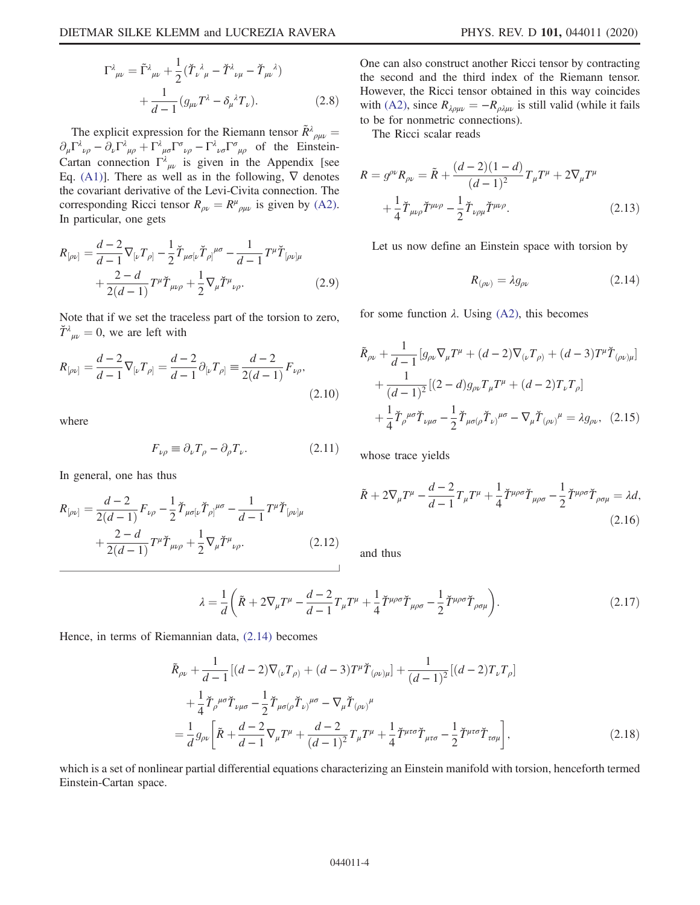$$
\Gamma^{\lambda}{}_{\mu\nu} = \tilde{\Gamma}^{\lambda}{}_{\mu\nu} + \frac{1}{2}(\check{T}_{\nu}{}^{\lambda}{}_{\mu} - \check{T}^{\lambda}{}_{\nu\mu} - \check{T}_{\mu\nu}{}^{\lambda}) + \frac{1}{d-1}(g_{\mu\nu}T^{\lambda} - \delta_{\mu}{}^{\lambda}T_{\nu}). \tag{2.8}
$$

The explicit expression for the Riemann tensor $\tilde{R}^{\lambda}{}_{\rho\mu\nu} = \partial_{\mu}\Gamma^{\lambda}{}_{\nu\rho} - \partial_{\nu}\Gamma^{\lambda}{}_{\mu\rho} + \Gamma^{\lambda}{}_{\mu\sigma}\Gamma^{\sigma}{}_{\nu\rho} - \Gamma^{\lambda}{}_{\nu\sigma}\Gamma^{\sigma}{}_{\mu\rho}$ of the Einstein-Cartan connection $\Gamma^{\lambda}{}_{\mu\nu}$ is given in the Appendix [see Eq. (A1)]. There as well as in the following, $\nabla$ denotes the covariant derivative of the Levi-Civita connection. The corresponding Ricci tensor $R_{\rho\nu} = R^{\mu}{}_{\rho\mu\nu}$ is given by (A2). In particular, one gets

$$
R_{[\rho\nu]} = \frac{d-2}{d-1}\nabla_{[\nu}T_{\rho]} - \frac{1}{2}\check{T}_{\mu\sigma[\nu}\check{T}_{\rho]}{}^{\mu\sigma} - \frac{1}{d-1}T^{\mu}\check{T}_{[\rho\nu]\mu} + \frac{2-d}{2(d-1)}T^{\mu}\check{T}_{\mu\nu\rho} + \frac{1}{2}\nabla_{\mu}\check{T}^{\mu}{}_{\nu\rho}. \tag{2.9}
$$

Note that if we set the traceless part of the torsion to zero, $\check{T}^{\lambda}{}_{\mu\nu} = 0$, we are left with

$$
R_{[\rho\nu]} = \frac{d-2}{d-1}\nabla_{[\nu}T_{\rho]} = \frac{d-2}{d-1}\partial_{[\nu}T_{\rho]} \equiv \frac{d-2}{2(d-1)}F_{\nu\rho}, \tag{2.10}
$$

where

$$
F_{\nu\rho} \equiv \partial_{\nu}T_{\rho} - \partial_{\rho}T_{\nu}. \tag{2.11}
$$

In general, one has thus

$$
R_{[\rho\nu]} = \frac{d-2}{2(d-1)}F_{\nu\rho} - \frac{1}{2}\check{T}_{\mu\sigma[\nu}\check{T}_{\rho]}{}^{\mu\sigma} - \frac{1}{d-1}T^{\mu}\check{T}_{[\rho\nu]\mu} + \frac{2-d}{2(d-1)}T^{\mu}\check{T}_{\mu\nu\rho} + \frac{1}{2}\nabla_{\mu}\check{T}^{\mu}{}_{\nu\rho}. \tag{2.12}
$$

One can also construct another Ricci tensor by contracting the second and the third index of the Riemann tensor. However, the Ricci tensor obtained in this way coincides with (A2), since $R_{\lambda\rho\mu\nu} = -R_{\rho\lambda\mu\nu}$ is still valid (while it fails to be for nonmetric connections).

The Ricci scalar reads

$$
R = g^{\rho\nu}R_{\rho\nu} = \tilde{R} + \frac{(d-2)(1-d)}{(d-1)^2}T_{\mu}T^{\mu} + 2\nabla_{\mu}T^{\mu} + \frac{1}{4}\check{T}_{\mu\nu\rho}\check{T}^{\mu\nu\rho} - \frac{1}{2}\check{T}_{\nu\rho\mu}\check{T}^{\mu\nu\rho}. \tag{2.13}
$$

Let us now define an Einstein space with torsion by

$$
R_{(\rho\nu)} = \lambda g_{\rho\nu} \tag{2.14}
$$

for some function $\lambda$. Using (A2), this becomes

$$
\tilde{R}_{\rho\nu} + \frac{1}{d-1}[g_{\rho\nu}\nabla_{\mu}T^{\mu} + (d-2)\nabla_{(\nu}T_{\rho)} + (d-3)T^{\mu}\check{T}_{(\rho\nu)\mu}] + \frac{1}{(d-1)^2}[(2-d)g_{\rho\nu}T_{\mu}T^{\mu} + (d-2)T_{\nu}T_{\rho}] + \frac{1}{4}\check{T}_{\rho}{}^{\mu\sigma}\check{T}_{\nu\mu\sigma} - \frac{1}{2}\check{T}_{\mu\sigma(\rho}\check{T}_{\nu)}{}^{\mu\sigma} - \nabla_{\mu}\check{T}_{(\rho\nu)}{}^{\mu} = \lambda g_{\rho\nu}, \tag{2.15}
$$

whose trace yields

$$
\tilde{R} + 2\nabla_{\mu}T^{\mu} - \frac{d-2}{d-1}T_{\mu}T^{\mu} + \frac{1}{4}\check{T}^{\mu\rho\sigma}\check{T}_{\mu\rho\sigma} - \frac{1}{2}\check{T}^{\mu\rho\sigma}\check{T}_{\rho\sigma\mu} = \lambda d, \tag{2.16}
$$

and thus

$$
\lambda = \frac{1}{d}\left(\tilde{R} + 2\nabla_{\mu}T^{\mu} - \frac{d-2}{d-1}T_{\mu}T^{\mu} + \frac{1}{4}\check{T}^{\mu\rho\sigma}\check{T}_{\mu\rho\sigma} - \frac{1}{2}\check{T}^{\mu\rho\sigma}\check{T}_{\rho\sigma\mu}\right). \tag{2.17}
$$

Hence, in terms of Riemannian data, (2.14) becomes

$$
\begin{aligned}
&\tilde{R}_{\rho\nu} + \frac{1}{d-1}[(d-2)\nabla_{(\nu}T_{\rho)} + (d-3)T^{\mu}\check{T}_{(\rho\nu)\mu}] + \frac{1}{(d-1)^2}[(d-2)T_{\nu}T_{\rho}] \\
&+ \frac{1}{4}\check{T}_{\rho}{}^{\mu\sigma}\check{T}_{\nu\mu\sigma} - \frac{1}{2}\check{T}_{\mu\sigma(\rho}\check{T}_{\nu)}{}^{\mu\sigma} - \nabla_{\mu}\check{T}_{(\rho\nu)}{}^{\mu} \\
&= \frac{1}{d}g_{\rho\nu}\left[\tilde{R} + \frac{d-2}{d-1}\nabla_{\mu}T^{\mu} + \frac{d-2}{(d-1)^2}T_{\mu}T^{\mu} + \frac{1}{4}\check{T}^{\mu\tau\sigma}\check{T}_{\mu\tau\sigma} - \frac{1}{2}\check{T}^{\mu\tau\sigma}\check{T}_{\tau\sigma\mu}\right],
\end{aligned} \tag{2.18}
$$

which is a set of nonlinear partial differential equations characterizing an Einstein manifold with torsion, henceforth termed Einstein-Cartan space.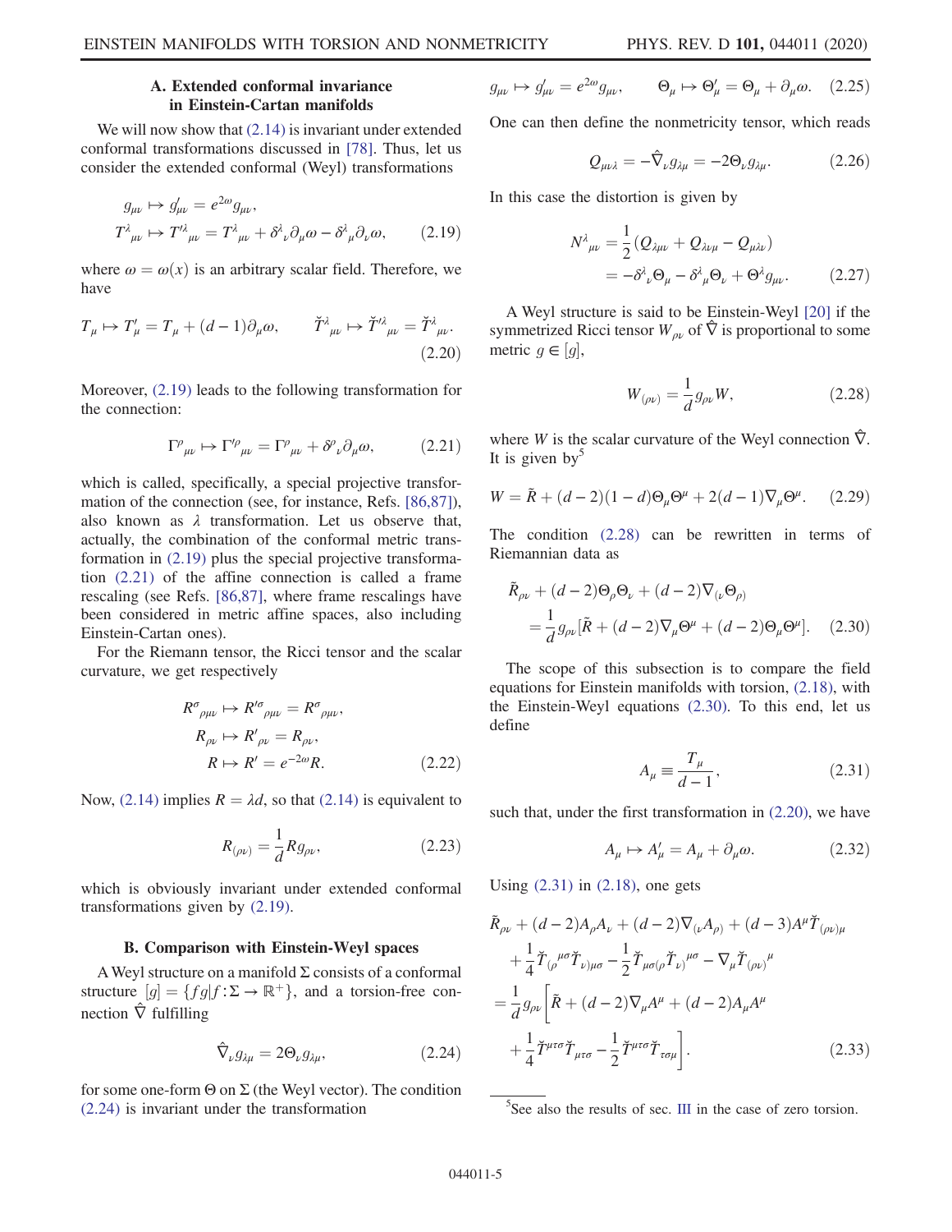### A. Extended conformal invariance in Einstein-Cartan manifolds

We will now show that (2.14) is invariant under extended conformal transformations discussed in [78]. Thus, let us consider the extended conformal (Weyl) transformations

$$g_{\mu\nu} \mapsto g'_{\mu\nu} = e^{2\omega} g_{\mu\nu},$$
$$T^{\lambda}{}_{\mu\nu} \mapsto T'^{\lambda}{}_{\mu\nu} = T^{\lambda}{}_{\mu\nu} + \delta^{\lambda}{}_{\nu}\partial_{\mu}\omega - \delta^{\lambda}{}_{\mu}\partial_{\nu}\omega, \tag{2.19}$$

where $\omega = \omega(x)$ is an arbitrary scalar field. Therefore, we have

$$T_{\mu} \mapsto T'_{\mu} = T_{\mu} + (d-1)\partial_{\mu}\omega, \qquad \check{T}^{\lambda}{}_{\mu\nu} \mapsto \check{T}'^{\lambda}{}_{\mu\nu} = \check{T}^{\lambda}{}_{\mu\nu}. \tag{2.20}$$

Moreover, (2.19) leads to the following transformation for the connection:

$$\Gamma^{\rho}{}_{\mu\nu} \mapsto \Gamma'^{\rho}{}_{\mu\nu} = \Gamma^{\rho}{}_{\mu\nu} + \delta^{\rho}{}_{\nu}\partial_{\mu}\omega, \tag{2.21}$$

which is called, specifically, a special projective transformation of the connection (see, for instance, Refs. [86,87]), also known as $\lambda$ transformation. Let us observe that, actually, the combination of the conformal metric transformation in (2.19) plus the special projective transformation (2.21) of the affine connection is called a frame rescaling (see Refs. [86,87], where frame rescalings have been considered in metric affine spaces, also including Einstein-Cartan ones).

For the Riemann tensor, the Ricci tensor and the scalar curvature, we get respectively

$$R^{\sigma}{}_{\rho\mu\nu} \mapsto R'^{\sigma}{}_{\rho\mu\nu} = R^{\sigma}{}_{\rho\mu\nu},$$
$$R_{\rho\nu} \mapsto R'_{\rho\nu} = R_{\rho\nu},$$
$$R \mapsto R' = e^{-2\omega}R. \tag{2.22}$$

Now, (2.14) implies $R = \lambda d$, so that (2.14) is equivalent to

$$R_{(\rho\nu)} = \frac{1}{d} R g_{\rho\nu}, \tag{2.23}$$

which is obviously invariant under extended conformal transformations given by (2.19).

### B. Comparison with Einstein-Weyl spaces

A Weyl structure on a manifold $\Sigma$ consists of a conformal structure $[g] = \{fg | f : \Sigma \to \mathbb{R}^{+}\}$, and a torsion-free connection $\hat{\nabla}$ fulfilling

$$\hat{\nabla}_{\nu} g_{\lambda\mu} = 2\Theta_{\nu} g_{\lambda\mu}, \tag{2.24}$$

for some one-form $\Theta$ on $\Sigma$ (the Weyl vector). The condition (2.24) is invariant under the transformation

$$g_{\mu\nu} \mapsto g'_{\mu\nu} = e^{2\omega} g_{\mu\nu}, \qquad \Theta_{\mu} \mapsto \Theta'_{\mu} = \Theta_{\mu} + \partial_{\mu}\omega. \tag{2.25}$$

One can then define the nonmetricity tensor, which reads

$$Q_{\mu\nu\lambda} = -\hat{\nabla}_{\nu} g_{\lambda\mu} = -2\Theta_{\nu} g_{\lambda\mu}. \tag{2.26}$$

In this case the distortion is given by

$$N^{\lambda}{}_{\mu\nu} = \frac{1}{2}(Q_{\lambda\mu\nu} + Q_{\lambda\nu\mu} - Q_{\mu\lambda\nu})$$
$$= -\delta^{\lambda}{}_{\nu}\Theta_{\mu} - \delta^{\lambda}{}_{\mu}\Theta_{\nu} + \Theta^{\lambda} g_{\mu\nu}. \tag{2.27}$$

A Weyl structure is said to be Einstein-Weyl [20] if the symmetrized Ricci tensor $W_{\rho\nu}$ of $\hat{\nabla}$ is proportional to some metric $g \in [g]$,

$$W_{(\rho\nu)} = \frac{1}{d} g_{\rho\nu} W, \tag{2.28}$$

where $W$ is the scalar curvature of the Weyl connection $\hat{\nabla}$. It is given by[5]

$$W = \tilde{R} + (d-2)(1-d)\Theta_{\mu}\Theta^{\mu} + 2(d-1)\nabla_{\mu}\Theta^{\mu}. \tag{2.29}$$

The condition (2.28) can be rewritten in terms of Riemannian data as

$$\tilde{R}_{\rho\nu} + (d-2)\Theta_{\rho}\Theta_{\nu} + (d-2)\nabla_{(\nu}\Theta_{\rho)}$$
$$= \frac{1}{d} g_{\rho\nu}[\tilde{R} + (d-2)\nabla_{\mu}\Theta^{\mu} + (d-2)\Theta_{\mu}\Theta^{\mu}]. \tag{2.30}$$

The scope of this subsection is to compare the field equations for Einstein manifolds with torsion, (2.18), with the Einstein-Weyl equations (2.30). To this end, let us define

$$A_{\mu} \equiv \frac{T_{\mu}}{d-1}, \tag{2.31}$$

such that, under the first transformation in (2.20), we have

$$A_{\mu} \mapsto A'_{\mu} = A_{\mu} + \partial_{\mu}\omega. \tag{2.32}$$

Using (2.31) in (2.18), one gets

$$\tilde{R}_{\rho\nu} + (d-2)A_{\rho}A_{\nu} + (d-2)\nabla_{(\nu}A_{\rho)} + (d-3)A^{\mu}\check{T}_{(\rho\nu)\mu}$$
$$+ \frac{1}{4}\check{T}_{(\rho}{}^{\mu\sigma}\check{T}_{\nu)\mu\sigma} - \frac{1}{2}\check{T}_{\mu\sigma(\rho}\check{T}_{\nu)}{}^{\mu\sigma} - \nabla_{\mu}\check{T}_{(\rho\nu)}{}^{\mu}$$
$$= \frac{1}{d} g_{\rho\nu}\bigg[\tilde{R} + (d-2)\nabla_{\mu}A^{\mu} + (d-2)A_{\mu}A^{\mu}$$
$$+ \frac{1}{4}\check{T}^{\mu\tau\sigma}\check{T}_{\mu\tau\sigma} - \frac{1}{2}\check{T}^{\mu\tau\sigma}\check{T}_{\tau\sigma\mu}\bigg]. \tag{2.33}$$

[5] See also the results of sec. III in the case of zero torsion.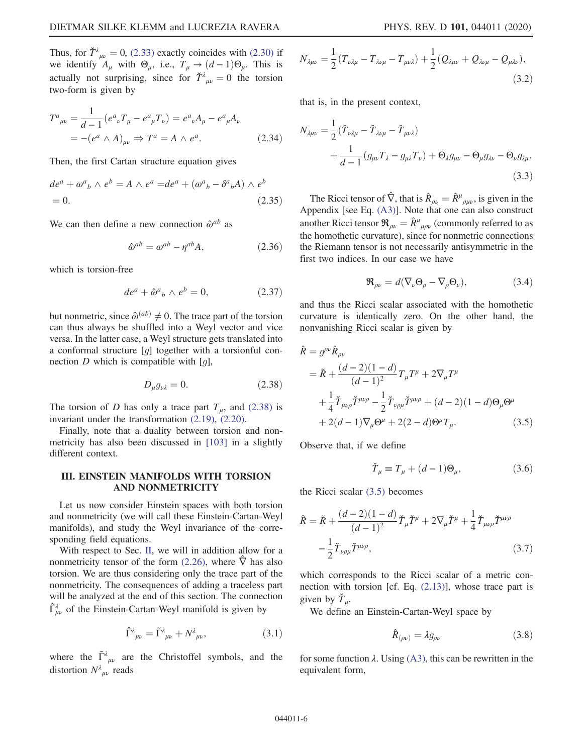Thus, for $\check{T}^{\lambda}{}_{\mu\nu} = 0$, (2.33) exactly coincides with (2.30) if we identify $A_\mu$ with $\Theta_\mu$, i.e., $T_\mu \to (d-1)\Theta_\mu$. This is actually not surprising, since for $\check{T}^{\lambda}{}_{\mu\nu} = 0$ the torsion two-form is given by

$$T^a{}_{\mu\nu} = \frac{1}{d-1}(e^a{}_\nu T_\mu - e^a{}_\mu T_\nu) = e^a{}_\nu A_\mu - e^a{}_\mu A_\nu$$
$$= -(e^a \wedge A)_{\mu\nu} \Rightarrow T^a = A \wedge e^a. \tag{2.34}$$

Then, the first Cartan structure equation gives

$$de^a + \omega^a{}_b \wedge e^b = A \wedge e^a = de^a + (\omega^a{}_b - \delta^a{}_b A) \wedge e^b$$
$$= 0. \tag{2.35}$$

We can then define a new connection $\hat{\omega}^{ab}$ as

$$\hat{\omega}^{ab} = \omega^{ab} - \eta^{ab} A, \tag{2.36}$$

which is torsion-free

$$de^a + \hat{\omega}^a{}_b \wedge e^b = 0, \tag{2.37}$$

but nonmetric, since $\hat{\omega}^{(ab)} \neq 0$. The trace part of the torsion can thus always be shuffled into a Weyl vector and vice versa. In the latter case, a Weyl structure gets translated into a conformal structure $[g]$ together with a torsionful connection $D$ which is compatible with $[g]$,

$$D_\mu g_{\nu\lambda} = 0. \tag{2.38}$$

The torsion of $D$ has only a trace part $T_\mu$, and (2.38) is invariant under the transformation (2.19), (2.20).

Finally, note that a duality between torsion and nonmetricity has also been discussed in [103] in a slightly different context.

## III. EINSTEIN MANIFOLDS WITH TORSION AND NONMETRICITY

Let us now consider Einstein spaces with both torsion and nonmetricity (we will call these Einstein-Cartan-Weyl manifolds), and study the Weyl invariance of the corresponding field equations.

With respect to Sec. II, we will in addition allow for a nonmetricity tensor of the form (2.26), where $\hat{\nabla}$ has also torsion. We are thus considering only the trace part of the nonmetricity. The consequences of adding a traceless part will be analyzed at the end of this section. The connection $\hat{\Gamma}^{\lambda}_{\mu\nu}$ of the Einstein-Cartan-Weyl manifold is given by

$$\hat{\Gamma}^{\lambda}{}_{\mu\nu} = \tilde{\Gamma}^{\lambda}{}_{\mu\nu} + N^{\lambda}{}_{\mu\nu}, \tag{3.1}$$

where the $\tilde{\Gamma}^{\lambda}{}_{\mu\nu}$ are the Christoffel symbols, and the distortion $N^{\lambda}{}_{\mu\nu}$ reads

$$N_{\lambda\mu\nu} = \frac{1}{2}(T_{\nu\lambda\mu} - T_{\lambda\nu\mu} - T_{\mu\nu\lambda}) + \frac{1}{2}(Q_{\lambda\mu\nu} + Q_{\lambda\nu\mu} - Q_{\mu\lambda\nu}), \tag{3.2}$$

that is, in the present context,

$$N_{\lambda\mu\nu} = \frac{1}{2}(\check{T}_{\nu\lambda\mu} - \check{T}_{\lambda\nu\mu} - \check{T}_{\mu\nu\lambda})$$
$$+ \frac{1}{d-1}(g_{\mu\nu}T_\lambda - g_{\mu\lambda}T_\nu) + \Theta_\lambda g_{\mu\nu} - \Theta_\mu g_{\lambda\nu} - \Theta_\nu g_{\lambda\mu}. \tag{3.3}$$

The Ricci tensor of $\hat{\nabla}$, that is $\hat{R}_{\rho\nu} = \hat{R}^\mu{}_{\rho\mu\nu}$, is given in the Appendix [see Eq. (A3)]. Note that one can also construct another Ricci tensor $\mathfrak{R}_{\rho\nu} = \hat{R}^\mu{}_{\mu\rho\nu}$ (commonly referred to as the homothetic curvature), since for nonmetric connections the Riemann tensor is not necessarily antisymmetric in the first two indices. In our case we have

$$\mathfrak{R}_{\rho\nu} = d(\nabla_\nu \Theta_\rho - \nabla_\rho \Theta_\nu), \tag{3.4}$$

and thus the Ricci scalar associated with the homothetic curvature is identically zero. On the other hand, the nonvanishing Ricci scalar is given by

$$\hat{R} = g^{\rho\nu}\hat{R}_{\rho\nu}$$
$$= \tilde{R} + \frac{(d-2)(1-d)}{(d-1)^2}T_\mu T^\mu + 2\nabla_\mu T^\mu$$
$$+ \frac{1}{4}\check{T}_{\mu\nu\rho}\check{T}^{\mu\nu\rho} - \frac{1}{2}\check{T}_{\nu\rho\mu}\check{T}^{\mu\nu\rho} + (d-2)(1-d)\Theta_\mu\Theta^\mu$$
$$+ 2(d-1)\nabla_\mu\Theta^\mu + 2(2-d)\Theta^\mu T_\mu. \tag{3.5}$$

Observe that, if we define

$$\check{T}_\mu \equiv T_\mu + (d-1)\Theta_\mu, \tag{3.6}$$

the Ricci scalar (3.5) becomes

$$\hat{R} = \tilde{R} + \frac{(d-2)(1-d)}{(d-1)^2}\check{T}_\mu\check{T}^\mu + 2\nabla_\mu\check{T}^\mu + \frac{1}{4}\check{T}_{\mu\nu\rho}\check{T}^{\mu\nu\rho}$$
$$- \frac{1}{2}\check{T}_{\nu\rho\mu}\check{T}^{\mu\nu\rho}, \tag{3.7}$$

which corresponds to the Ricci scalar of a metric connection with torsion [cf. Eq. (2.13)], whose trace part is given by $\check{T}_\mu$.

We define an Einstein-Cartan-Weyl space by

$$\hat{R}_{(\rho\nu)} = \lambda g_{\rho\nu} \tag{3.8}$$

for some function $\lambda$. Using (A3), this can be rewritten in the equivalent form,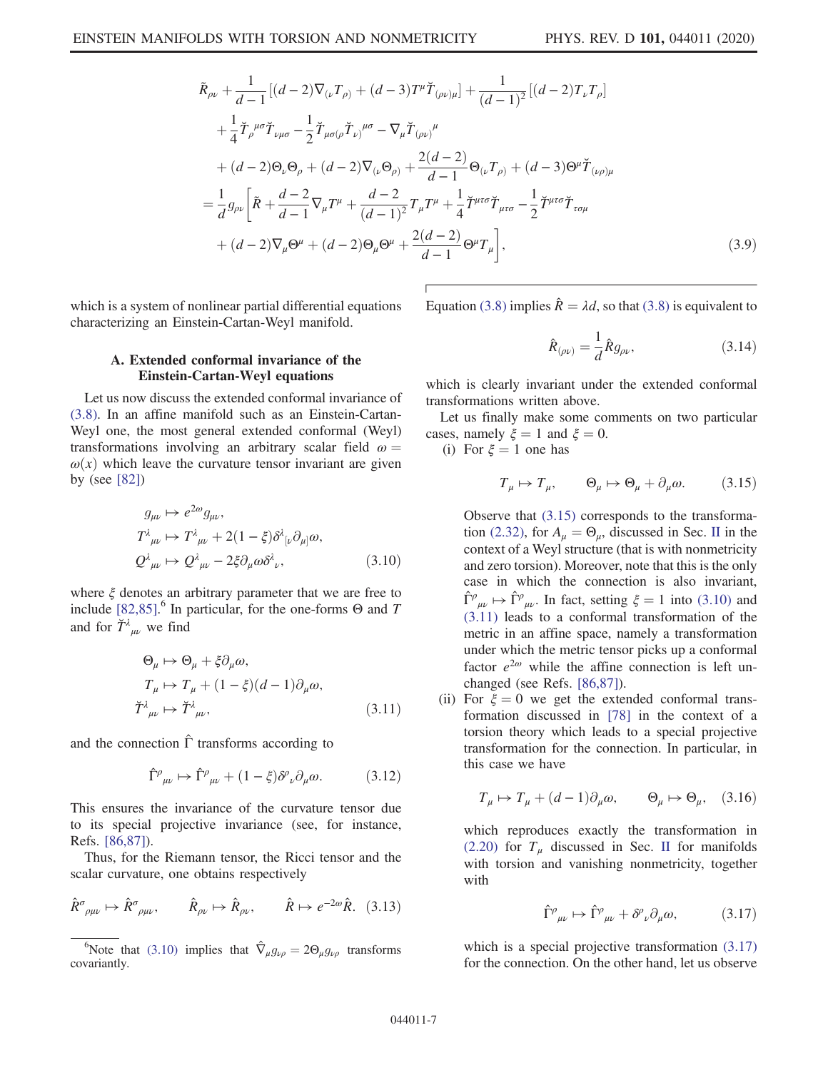$$
\begin{aligned}
&\tilde{R}_{\rho\nu} + \frac{1}{d-1}\left[(d-2)\nabla_{(\nu}T_{\rho)} + (d-3)T^{\mu}\breve{T}_{(\rho\nu)\mu}\right] + \frac{1}{(d-1)^2}\left[(d-2)T_{\nu}T_{\rho}\right] \\
&+ \frac{1}{4}\breve{T}_{\rho}{}^{\mu\sigma}\breve{T}_{\nu\mu\sigma} - \frac{1}{2}\breve{T}_{\mu\sigma(\rho}\breve{T}_{\nu)}{}^{\mu\sigma} - \nabla_{\mu}\breve{T}_{(\rho\nu)}{}^{\mu} \\
&+ (d-2)\Theta_{\nu}\Theta_{\rho} + (d-2)\nabla_{(\nu}\Theta_{\rho)} + \frac{2(d-2)}{d-1}\Theta_{(\nu}T_{\rho)} + (d-3)\Theta^{\mu}\breve{T}_{(\nu\rho)\mu} \\
&= \frac{1}{d}g_{\rho\nu}\left[\tilde{R} + \frac{d-2}{d-1}\nabla_{\mu}T^{\mu} + \frac{d-2}{(d-1)^2}T_{\mu}T^{\mu} + \frac{1}{4}\breve{T}^{\mu\tau\sigma}\breve{T}_{\mu\tau\sigma} - \frac{1}{2}\breve{T}^{\mu\tau\sigma}\breve{T}_{\tau\sigma\mu}\right. \\
&\left. + (d-2)\nabla_{\mu}\Theta^{\mu} + (d-2)\Theta_{\mu}\Theta^{\mu} + \frac{2(d-2)}{d-1}\Theta^{\mu}T_{\mu}\right],
\end{aligned} \tag{3.9}
$$

which is a system of nonlinear partial differential equations characterizing an Einstein-Cartan-Weyl manifold.

### A. Extended conformal invariance of the Einstein-Cartan-Weyl equations

Let us now discuss the extended conformal invariance of (3.8). In an affine manifold such as an Einstein-Cartan-Weyl one, the most general extended conformal (Weyl) transformations involving an arbitrary scalar field $\omega = \omega(x)$ which leave the curvature tensor invariant are given by (see [82])

$$
\begin{aligned}
g_{\mu\nu} &\mapsto e^{2\omega}g_{\mu\nu}, \\
T^{\lambda}{}_{\mu\nu} &\mapsto T^{\lambda}{}_{\mu\nu} + 2(1-\xi)\delta^{\lambda}{}_{[\nu}\partial_{\mu]}\omega, \\
Q^{\lambda}{}_{\mu\nu} &\mapsto Q^{\lambda}{}_{\mu\nu} - 2\xi\partial_{\mu}\omega\delta^{\lambda}{}_{\nu},
\end{aligned} \tag{3.10}
$$

where $\xi$ denotes an arbitrary parameter that we are free to include [82,85].[6] In particular, for the one-forms $\Theta$ and $T$ and for $\breve{T}^{\lambda}{}_{\mu\nu}$ we find

$$
\begin{aligned}
\Theta_{\mu} &\mapsto \Theta_{\mu} + \xi\partial_{\mu}\omega, \\
T_{\mu} &\mapsto T_{\mu} + (1-\xi)(d-1)\partial_{\mu}\omega, \\
\breve{T}^{\lambda}{}_{\mu\nu} &\mapsto \breve{T}^{\lambda}{}_{\mu\nu},
\end{aligned} \tag{3.11}
$$

and the connection $\hat{\Gamma}$ transforms according to

$$
\hat{\Gamma}^{\rho}{}_{\mu\nu} \mapsto \hat{\Gamma}^{\rho}{}_{\mu\nu} + (1-\xi)\delta^{\rho}{}_{\nu}\partial_{\mu}\omega. \tag{3.12}
$$

This ensures the invariance of the curvature tensor due to its special projective invariance (see, for instance, Refs. [86,87]).

Thus, for the Riemann tensor, the Ricci tensor and the scalar curvature, one obtains respectively

$$
\hat{R}^{\sigma}{}_{\rho\mu\nu} \mapsto \hat{R}^{\sigma}{}_{\rho\mu\nu}, \qquad \hat{R}_{\rho\nu} \mapsto \hat{R}_{\rho\nu}, \qquad \hat{R} \mapsto e^{-2\omega}\hat{R}. \tag{3.13}
$$

[6] Note that (3.10) implies that $\hat{\nabla}_{\mu}g_{\nu\rho} = 2\Theta_{\mu}g_{\nu\rho}$ transforms covariantly.

Equation (3.8) implies $\hat{R} = \lambda d$, so that (3.8) is equivalent to

$$
\hat{R}_{(\rho\nu)} = \frac{1}{d}\hat{R}g_{\rho\nu}, \tag{3.14}
$$

which is clearly invariant under the extended conformal transformations written above.

Let us finally make some comments on two particular cases, namely $\xi = 1$ and $\xi = 0$.

(i) For $\xi = 1$ one has

$$
T_{\mu} \mapsto T_{\mu}, \qquad \Theta_{\mu} \mapsto \Theta_{\mu} + \partial_{\mu}\omega. \tag{3.15}
$$

Observe that (3.15) corresponds to the transformation (2.32), for $A_{\mu} = \Theta_{\mu}$, discussed in Sec. II in the context of a Weyl structure (that is with nonmetricity and zero torsion). Moreover, note that this is the only case in which the connection is also invariant, $\hat{\Gamma}^{\rho}{}_{\mu\nu} \mapsto \hat{\Gamma}^{\rho}{}_{\mu\nu}$. In fact, setting $\xi = 1$ into (3.10) and (3.11) leads to a conformal transformation of the metric in an affine space, namely a transformation under which the metric tensor picks up a conformal factor $e^{2\omega}$ while the affine connection is left unchanged (see Refs. [86,87]).

(ii) For $\xi = 0$ we get the extended conformal transformation discussed in [78] in the context of a torsion theory which leads to a special projective transformation for the connection. In particular, in this case we have

$$
T_{\mu} \mapsto T_{\mu} + (d-1)\partial_{\mu}\omega, \qquad \Theta_{\mu} \mapsto \Theta_{\mu}, \tag{3.16}
$$

which reproduces exactly the transformation in (2.20) for $T_{\mu}$ discussed in Sec. II for manifolds with torsion and vanishing nonmetricity, together with

$$
\hat{\Gamma}^{\rho}{}_{\mu\nu} \mapsto \hat{\Gamma}^{\rho}{}_{\mu\nu} + \delta^{\rho}{}_{\nu}\partial_{\mu}\omega, \tag{3.17}
$$

which is a special projective transformation (3.17) for the connection. On the other hand, let us observe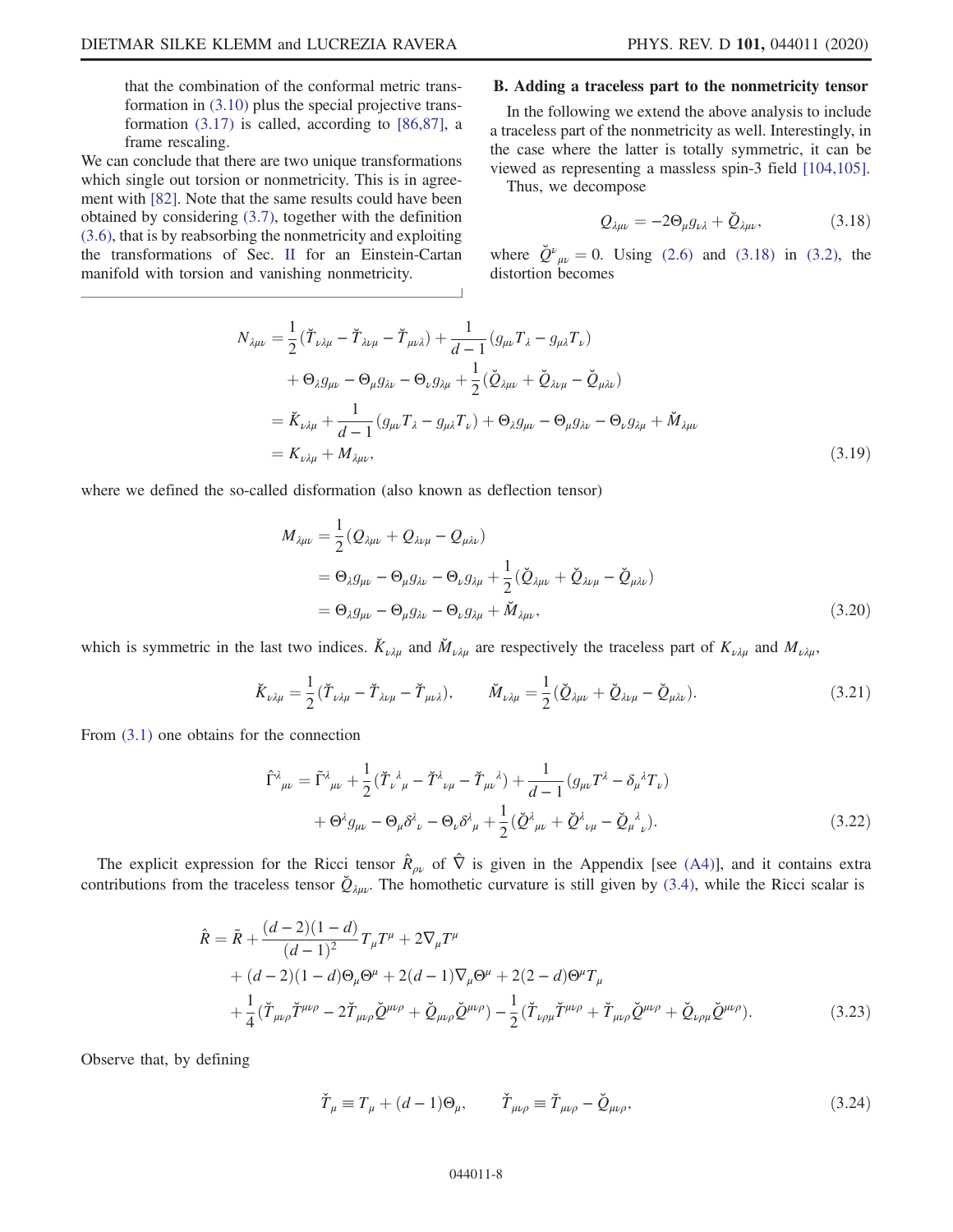that the combination of the conformal metric transformation in (3.10) plus the special projective transformation (3.17) is called, according to [86,87], a frame rescaling.

We can conclude that there are two unique transformations which single out torsion or nonmetricity. This is in agreement with [82]. Note that the same results could have been obtained by considering (3.7), together with the definition (3.6), that is by reabsorbing the nonmetricity and exploiting the transformations of Sec. II for an Einstein-Cartan manifold with torsion and vanishing nonmetricity.

### B. Adding a traceless part to the nonmetricity tensor

In the following we extend the above analysis to include a traceless part of the nonmetricity as well. Interestingly, in the case where the latter is totally symmetric, it can be viewed as representing a massless spin-3 field [104,105].

Thus, we decompose

$$Q_{\lambda\mu\nu} = -2\Theta_\mu g_{\nu\lambda} + \check{Q}_{\lambda\mu\nu}, \tag{3.18}$$

where $\check{Q}^\nu{}_{\mu\nu} = 0$. Using (2.6) and (3.18) in (3.2), the distortion becomes

$$\begin{aligned} N_{\lambda\mu\nu} &= \frac{1}{2}(\check{T}_{\nu\lambda\mu} - \check{T}_{\lambda\nu\mu} - \check{T}_{\mu\nu\lambda}) + \frac{1}{d-1}(g_{\mu\nu}T_\lambda - g_{\mu\lambda}T_\nu) \\ &\quad + \Theta_\lambda g_{\mu\nu} - \Theta_\mu g_{\lambda\nu} - \Theta_\nu g_{\lambda\mu} + \frac{1}{2}(\check{Q}_{\lambda\mu\nu} + \check{Q}_{\lambda\nu\mu} - \check{Q}_{\mu\lambda\nu}) \\ &= \check{K}_{\nu\lambda\mu} + \frac{1}{d-1}(g_{\mu\nu}T_\lambda - g_{\mu\lambda}T_\nu) + \Theta_\lambda g_{\mu\nu} - \Theta_\mu g_{\lambda\nu} - \Theta_\nu g_{\lambda\mu} + \check{M}_{\lambda\mu\nu} \\ &= K_{\nu\lambda\mu} + M_{\lambda\mu\nu}, \end{aligned} \tag{3.19}$$

where we defined the so-called disformation (also known as deflection tensor)

$$\begin{aligned} M_{\lambda\mu\nu} &= \frac{1}{2}(Q_{\lambda\mu\nu} + Q_{\lambda\nu\mu} - Q_{\mu\lambda\nu}) \\ &= \Theta_\lambda g_{\mu\nu} - \Theta_\mu g_{\lambda\nu} - \Theta_\nu g_{\lambda\mu} + \frac{1}{2}(\check{Q}_{\lambda\mu\nu} + \check{Q}_{\lambda\nu\mu} - \check{Q}_{\mu\lambda\nu}) \\ &= \Theta_\lambda g_{\mu\nu} - \Theta_\mu g_{\lambda\nu} - \Theta_\nu g_{\lambda\mu} + \check{M}_{\lambda\mu\nu}, \end{aligned} \tag{3.20}$$

which is symmetric in the last two indices. $\check{K}_{\nu\lambda\mu}$ and $\check{M}_{\nu\lambda\mu}$ are respectively the traceless part of $K_{\nu\lambda\mu}$ and $M_{\nu\lambda\mu}$,

$$\check{K}_{\nu\lambda\mu} = \frac{1}{2}(\check{T}_{\nu\lambda\mu} - \check{T}_{\lambda\nu\mu} - \check{T}_{\mu\nu\lambda}), \qquad \check{M}_{\nu\lambda\mu} = \frac{1}{2}(\check{Q}_{\lambda\mu\nu} + \check{Q}_{\lambda\nu\mu} - \check{Q}_{\mu\lambda\nu}). \tag{3.21}$$

From (3.1) one obtains for the connection

$$\begin{aligned} \hat{\Gamma}^\lambda{}_{\mu\nu} &= \tilde{\Gamma}^\lambda{}_{\mu\nu} + \frac{1}{2}(\check{T}_\nu{}^\lambda{}_\mu - \check{T}^\lambda{}_{\nu\mu} - \check{T}_{\mu\nu}{}^\lambda) + \frac{1}{d-1}(g_{\mu\nu}T^\lambda - \delta_\mu{}^\lambda T_\nu) \\ &\quad + \Theta^\lambda g_{\mu\nu} - \Theta_\mu \delta^\lambda{}_\nu - \Theta_\nu \delta^\lambda{}_\mu + \frac{1}{2}(\check{Q}^\lambda{}_{\mu\nu} + \check{Q}^\lambda{}_{\nu\mu} - \check{Q}_\mu{}^\lambda{}_\nu). \end{aligned} \tag{3.22}$$

The explicit expression for the Ricci tensor $\hat{R}_{\rho\nu}$ of $\hat{\nabla}$ is given in the Appendix [see (A4)], and it contains extra contributions from the traceless tensor $\check{Q}_{\lambda\mu\nu}$. The homothetic curvature is still given by (3.4), while the Ricci scalar is

$$\begin{aligned} \hat{R} &= \tilde{R} + \frac{(d-2)(1-d)}{(d-1)^2}T_\mu T^\mu + 2\nabla_\mu T^\mu \\ &\quad + (d-2)(1-d)\Theta_\mu\Theta^\mu + 2(d-1)\nabla_\mu\Theta^\mu + 2(2-d)\Theta^\mu T_\mu \\ &\quad + \frac{1}{4}(\check{T}_{\mu\nu\rho}\check{T}^{\mu\nu\rho} - 2\check{T}_{\mu\nu\rho}\check{Q}^{\mu\nu\rho} + \check{Q}_{\mu\nu\rho}\check{Q}^{\mu\nu\rho}) - \frac{1}{2}(\check{T}_{\nu\rho\mu}\check{T}^{\mu\nu\rho} + \check{T}_{\mu\nu\rho}\check{Q}^{\mu\nu\rho} + \check{Q}_{\nu\rho\mu}\check{Q}^{\mu\nu\rho}). \end{aligned} \tag{3.23}$$

Observe that, by defining

$$\check{T}_\mu \equiv T_\mu + (d-1)\Theta_\mu, \qquad \check{T}_{\mu\nu\rho} \equiv \check{T}_{\mu\nu\rho} - \check{Q}_{\mu\nu\rho}, \tag{3.24}$$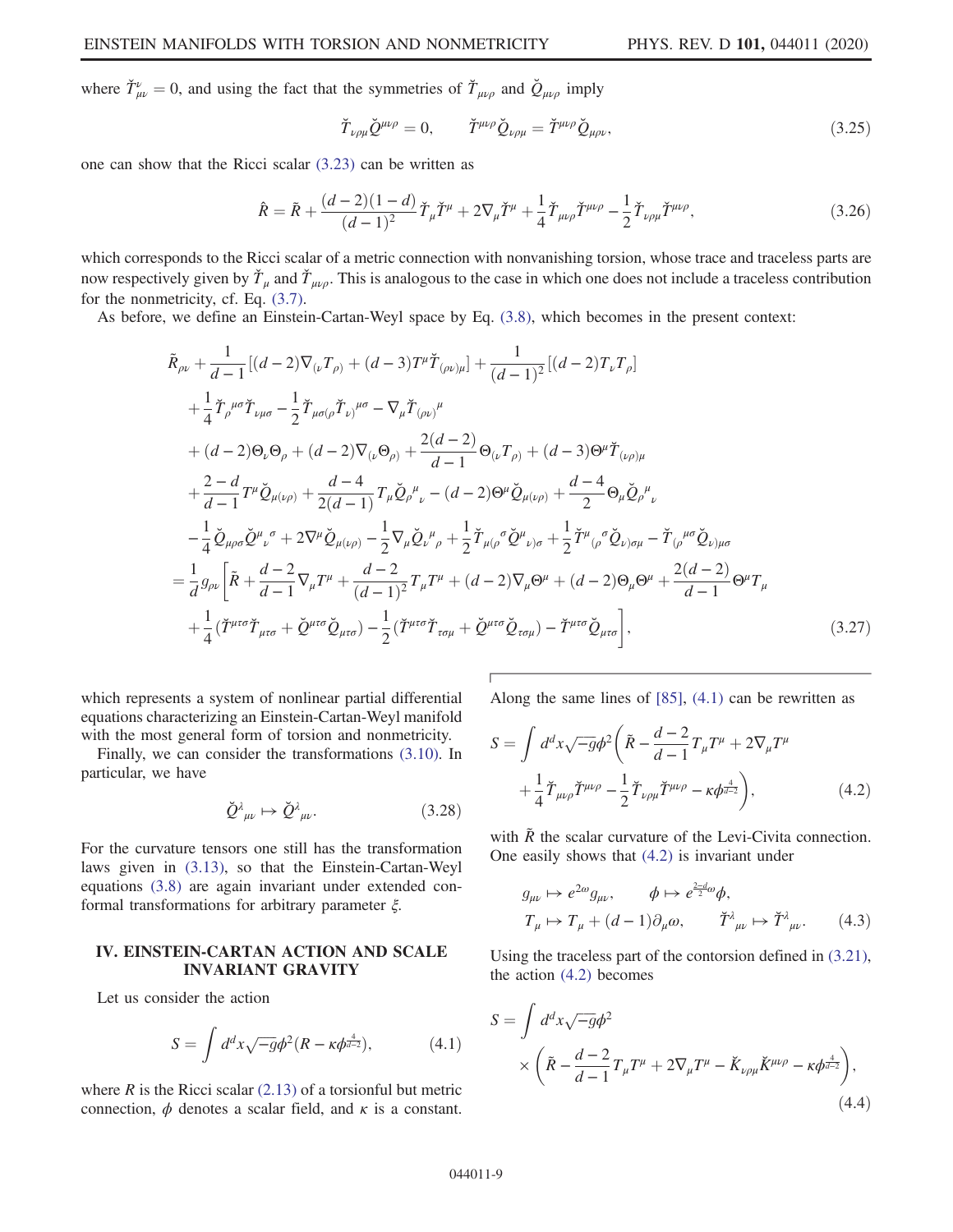where $\breve{T}^{\nu}_{\mu\nu} = 0$, and using the fact that the symmetries of $\breve{T}_{\mu\nu\rho}$ and $\breve{Q}_{\mu\nu\rho}$ imply

$$\breve{T}_{\nu\rho\mu}\breve{Q}^{\mu\nu\rho} = 0, \qquad \breve{T}^{\mu\nu\rho}\breve{Q}_{\nu\rho\mu} = \breve{T}^{\mu\nu\rho}\breve{Q}_{\mu\rho\nu}, \tag{3.25}$$

one can show that the Ricci scalar (3.23) can be written as

$$\hat{R} = \tilde{R} + \frac{(d-2)(1-d)}{(d-1)^2}\breve{T}_{\mu}\breve{T}^{\mu} + 2\nabla_{\mu}\breve{T}^{\mu} + \frac{1}{4}\breve{T}_{\mu\nu\rho}\breve{T}^{\mu\nu\rho} - \frac{1}{2}\breve{T}_{\nu\rho\mu}\breve{T}^{\mu\nu\rho}, \tag{3.26}$$

which corresponds to the Ricci scalar of a metric connection with nonvanishing torsion, whose trace and traceless parts are now respectively given by $\breve{T}_{\mu}$ and $\breve{T}_{\mu\nu\rho}$. This is analogous to the case in which one does not include a traceless contribution for the nonmetricity, cf. Eq. (3.7).

As before, we define an Einstein-Cartan-Weyl space by Eq. (3.8), which becomes in the present context:

$$\begin{aligned}
&\tilde{R}_{\rho\nu} + \frac{1}{d-1}[(d-2)\nabla_{(\nu}T_{\rho)} + (d-3)T^{\mu}\breve{T}_{(\rho\nu)\mu}] + \frac{1}{(d-1)^2}[(d-2)T_{\nu}T_{\rho}] \\
&+ \frac{1}{4}\breve{T}_{\rho}{}^{\mu\sigma}\breve{T}_{\nu\mu\sigma} - \frac{1}{2}\breve{T}_{\mu\sigma(\rho}\breve{T}_{\nu)}{}^{\mu\sigma} - \nabla_{\mu}\breve{T}_{(\rho\nu)}{}^{\mu} \\
&+ (d-2)\Theta_{\nu}\Theta_{\rho} + (d-2)\nabla_{(\nu}\Theta_{\rho)} + \frac{2(d-2)}{d-1}\Theta_{(\nu}T_{\rho)} + (d-3)\Theta^{\mu}\breve{T}_{(\nu\rho)\mu} \\
&+ \frac{2-d}{d-1}T^{\mu}\breve{Q}_{\mu(\nu\rho)} + \frac{d-4}{2(d-1)}T_{\mu}\breve{Q}_{\rho}{}^{\mu}{}_{\nu} - (d-2)\Theta^{\mu}\breve{Q}_{\mu(\nu\rho)} + \frac{d-4}{2}\Theta_{\mu}\breve{Q}_{\rho}{}^{\mu}{}_{\nu} \\
&- \frac{1}{4}\breve{Q}_{\mu\rho\sigma}\breve{Q}^{\mu}{}_{\nu}{}^{\sigma} + 2\nabla^{\mu}\breve{Q}_{\mu(\nu\rho)} - \frac{1}{2}\nabla_{\mu}\breve{Q}_{\nu}{}^{\mu}{}_{\rho} + \frac{1}{2}\breve{T}_{\mu(\rho}{}^{\sigma}\breve{Q}^{\mu}{}_{\nu)\sigma} + \frac{1}{2}\breve{T}^{\mu}{}_{(\rho}{}^{\sigma}\breve{Q}_{\nu)\sigma\mu} - \breve{T}_{(\rho}{}^{\mu\sigma}\breve{Q}_{\nu)\mu\sigma} \\
&= \frac{1}{d}g_{\rho\nu}\bigg[\tilde{R} + \frac{d-2}{d-1}\nabla_{\mu}T^{\mu} + \frac{d-2}{(d-1)^2}T_{\mu}T^{\mu} + (d-2)\nabla_{\mu}\Theta^{\mu} + (d-2)\Theta_{\mu}\Theta^{\mu} + \frac{2(d-2)}{d-1}\Theta^{\mu}T_{\mu} \\
&+ \frac{1}{4}(\breve{T}^{\mu\tau\sigma}\breve{T}_{\mu\tau\sigma} + \breve{Q}^{\mu\tau\sigma}\breve{Q}_{\mu\tau\sigma}) - \frac{1}{2}(\breve{T}^{\mu\tau\sigma}\breve{T}_{\tau\sigma\mu} + \breve{Q}^{\mu\tau\sigma}\breve{Q}_{\tau\sigma\mu}) - \breve{T}^{\mu\tau\sigma}\breve{Q}_{\mu\tau\sigma}\bigg],
\end{aligned} \tag{3.27}$$

which represents a system of nonlinear partial differential equations characterizing an Einstein-Cartan-Weyl manifold with the most general form of torsion and nonmetricity.

Finally, we can consider the transformations (3.10). In particular, we have

$$\breve{Q}^{\lambda}{}_{\mu\nu} \mapsto \breve{Q}^{\lambda}{}_{\mu\nu}. \tag{3.28}$$

For the curvature tensors one still has the transformation laws given in (3.13), so that the Einstein-Cartan-Weyl equations (3.8) are again invariant under extended conformal transformations for arbitrary parameter $\xi$.

## IV. EINSTEIN-CARTAN ACTION AND SCALE INVARIANT GRAVITY

Let us consider the action

$$S = \int d^dx\sqrt{-g}\phi^2(R - \kappa\phi^{\frac{4}{d-2}}), \tag{4.1}$$

where $R$ is the Ricci scalar (2.13) of a torsionful but metric connection, $\phi$ denotes a scalar field, and $\kappa$ is a constant. Along the same lines of [85], (4.1) can be rewritten as

$$S = \int d^dx\sqrt{-g}\phi^2\bigg(\tilde{R} - \frac{d-2}{d-1}T_{\mu}T^{\mu} + 2\nabla_{\mu}T^{\mu} + \frac{1}{4}\breve{T}_{\mu\nu\rho}\breve{T}^{\mu\nu\rho} - \frac{1}{2}\breve{T}_{\nu\rho\mu}\breve{T}^{\mu\nu\rho} - \kappa\phi^{\frac{4}{d-2}}\bigg), \tag{4.2}$$

with $\tilde{R}$ the scalar curvature of the Levi-Civita connection. One easily shows that (4.2) is invariant under

$$g_{\mu\nu} \mapsto e^{2\omega}g_{\mu\nu}, \qquad \phi \mapsto e^{\frac{2-d}{2}\omega}\phi,$$
$$T_{\mu} \mapsto T_{\mu} + (d-1)\partial_{\mu}\omega, \qquad \breve{T}^{\lambda}{}_{\mu\nu} \mapsto \breve{T}^{\lambda}{}_{\mu\nu}. \tag{4.3}$$

Using the traceless part of the contorsion defined in (3.21), the action (4.2) becomes

$$S = \int d^dx\sqrt{-g}\phi^2 \times \bigg(\tilde{R} - \frac{d-2}{d-1}T_{\mu}T^{\mu} + 2\nabla_{\mu}T^{\mu} - \breve{K}_{\nu\rho\mu}\breve{K}^{\mu\nu\rho} - \kappa\phi^{\frac{4}{d-2}}\bigg), \tag{4.4}$$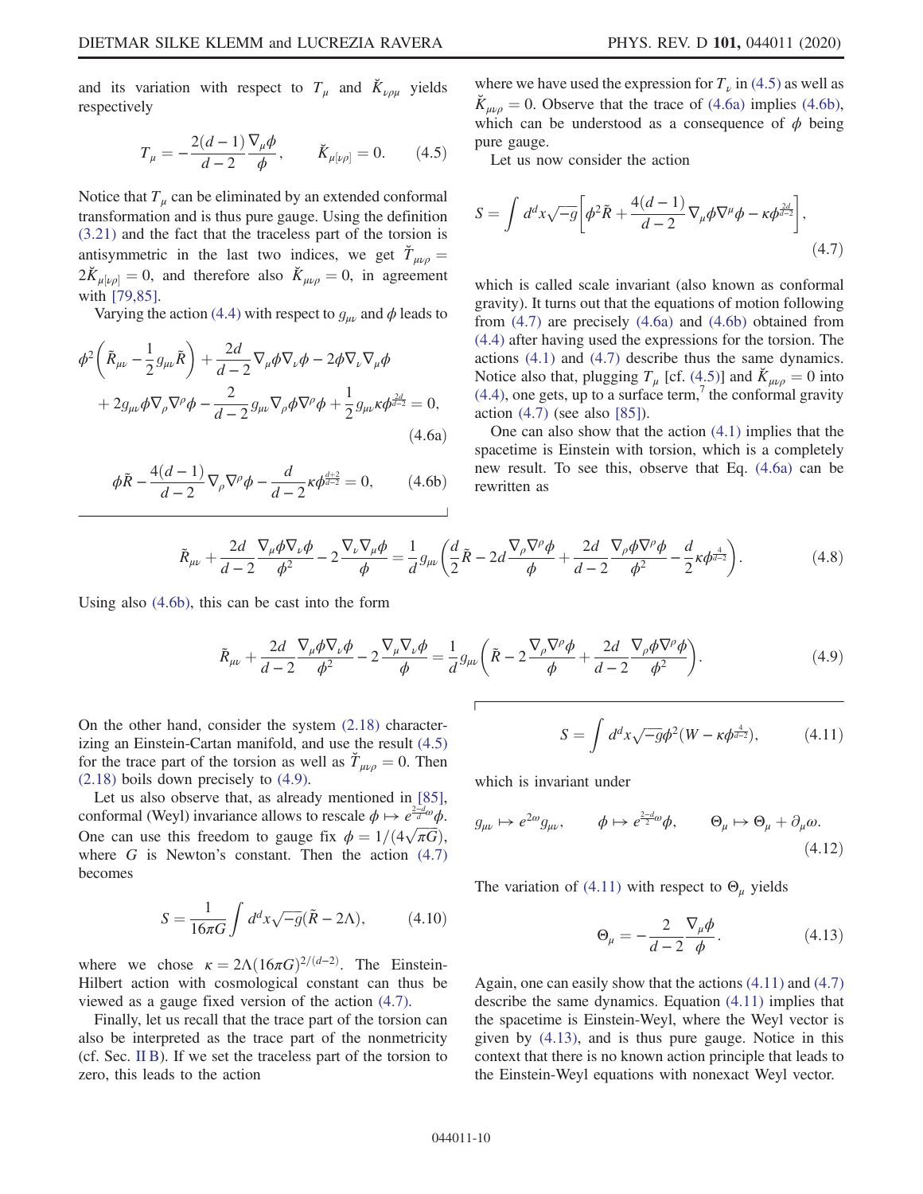and its variation with respect to $T_\mu$ and $\check{K}_{\nu\rho\mu}$ yields respectively

$$T_\mu = -\frac{2(d-1)}{d-2}\frac{\nabla_\mu \phi}{\phi}, \qquad \check{K}_{\mu[\nu\rho]} = 0. \tag{4.5}$$

Notice that $T_\mu$ can be eliminated by an extended conformal transformation and is thus pure gauge. Using the definition (3.21) and the fact that the traceless part of the torsion is antisymmetric in the last two indices, we get $\check{T}_{\mu\nu\rho} = 2\check{K}_{\mu[l\rho]} = 0$, and therefore also $\check{K}_{\mu\nu\rho} = 0$, in agreement with [79,85].

Varying the action (4.4) with respect to $g_{\mu\nu}$ and $\phi$ leads to

$$\phi^2\left(\tilde{R}_{\mu\nu} - \frac{1}{2}g_{\mu\nu}\tilde{R}\right) + \frac{2d}{d-2}\nabla_\mu\phi\nabla_\nu\phi - 2\phi\nabla_\nu\nabla_\mu\phi + 2g_{\mu\nu}\phi\nabla_\rho\nabla^\rho\phi - \frac{2}{d-2}g_{\mu\nu}\nabla_\rho\phi\nabla^\rho\phi + \frac{1}{2}g_{\mu\nu}\kappa\phi^{\frac{2d}{d-2}} = 0, \tag{4.6a}$$

$$\phi\tilde{R} - \frac{4(d-1)}{d-2}\nabla_\rho\nabla^\rho\phi - \frac{d}{d-2}\kappa\phi^{\frac{d+2}{d-2}} = 0, \tag{4.6b}$$

where we have used the expression for $T_\nu$ in (4.5) as well as $\check{K}_{\mu\nu\rho} = 0$. Observe that the trace of (4.6a) implies (4.6b), which can be understood as a consequence of $\phi$ being pure gauge.

Let us now consider the action

$$S = \int d^dx\sqrt{-g}\left[\phi^2\tilde{R} + \frac{4(d-1)}{d-2}\nabla_\mu\phi\nabla^\mu\phi - \kappa\phi^{\frac{2d}{d-2}}\right], \tag{4.7}$$

which is called scale invariant (also known as conformal gravity). It turns out that the equations of motion following from (4.7) are precisely (4.6a) and (4.6b) obtained from (4.4) after having used the expressions for the torsion. The actions (4.1) and (4.7) describe thus the same dynamics. Notice also that, plugging $T_\mu$ [cf. (4.5)] and $\check{K}_{\mu\nu\rho} = 0$ into (4.4), one gets, up to a surface term,[7] the conformal gravity action (4.7) (see also [85]).

One can also show that the action (4.1) implies that the spacetime is Einstein with torsion, which is a completely new result. To see this, observe that Eq. (4.6a) can be rewritten as

$$\tilde{R}_{\mu\nu} + \frac{2d}{d-2}\frac{\nabla_\mu\phi\nabla_\nu\phi}{\phi^2} - 2\frac{\nabla_\nu\nabla_\mu\phi}{\phi} = \frac{1}{d}g_{\mu\nu}\left(\frac{d}{2}\tilde{R} - 2d\frac{\nabla_\rho\nabla^\rho\phi}{\phi} + \frac{2d}{d-2}\frac{\nabla_\rho\phi\nabla^\rho\phi}{\phi^2} - \frac{d}{2}\kappa\phi^{\frac{4}{d-2}}\right). \tag{4.8}$$

Using also (4.6b), this can be cast into the form

$$\tilde{R}_{\mu\nu} + \frac{2d}{d-2}\frac{\nabla_\mu\phi\nabla_\nu\phi}{\phi^2} - 2\frac{\nabla_\nu\nabla_\mu\phi}{\phi} = \frac{1}{d}g_{\mu\nu}\left(\tilde{R} - 2\frac{\nabla_\rho\nabla^\rho\phi}{\phi} + \frac{2d}{d-2}\frac{\nabla_\rho\phi\nabla^\rho\phi}{\phi^2}\right). \tag{4.9}$$

On the other hand, consider the system (2.18) characterizing an Einstein-Cartan manifold, and use the result (4.5) for the trace part of the torsion as well as $\check{T}_{\mu\nu\rho} = 0$. Then (2.18) boils down precisely to (4.9).

Let us also observe that, as already mentioned in [85], conformal (Weyl) invariance allows to rescale $\phi \mapsto e^{\frac{2-d}{2}\omega}\phi$. One can use this freedom to gauge fix $\phi = 1/(4\sqrt{\pi G})$, where $G$ is Newton's constant. Then the action (4.7) becomes

$$S = \frac{1}{16\pi G}\int d^dx\sqrt{-g}(\tilde{R} - 2\Lambda), \tag{4.10}$$

where we chose $\kappa = 2\Lambda(16\pi G)^{2/(d-2)}$. The Einstein-Hilbert action with cosmological constant can thus be viewed as a gauge fixed version of the action (4.7).

Finally, let us recall that the trace part of the torsion can also be interpreted as the trace part of the nonmetricity (cf. Sec. II B). If we set the traceless part of the torsion to zero, this leads to the action

$$S = \int d^dx\sqrt{-g}\phi^2(W - \kappa\phi^{\frac{4}{d-2}}), \tag{4.11}$$

which is invariant under

$$g_{\mu\nu} \mapsto e^{2\omega}g_{\mu\nu}, \qquad \phi \mapsto e^{\frac{2-d}{2}\omega}\phi, \qquad \Theta_\mu \mapsto \Theta_\mu + \partial_\mu\omega. \tag{4.12}$$

The variation of (4.11) with respect to $\Theta_\mu$ yields

$$\Theta_\mu = -\frac{2}{d-2}\frac{\nabla_\mu\phi}{\phi}. \tag{4.13}$$

Again, one can easily show that the actions (4.11) and (4.7) describe the same dynamics. Equation (4.11) implies that the spacetime is Einstein-Weyl, where the Weyl vector is given by (4.13), and is thus pure gauge. Notice in this context that there is no known action principle that leads to the Einstein-Weyl equations with nonexact Weyl vector.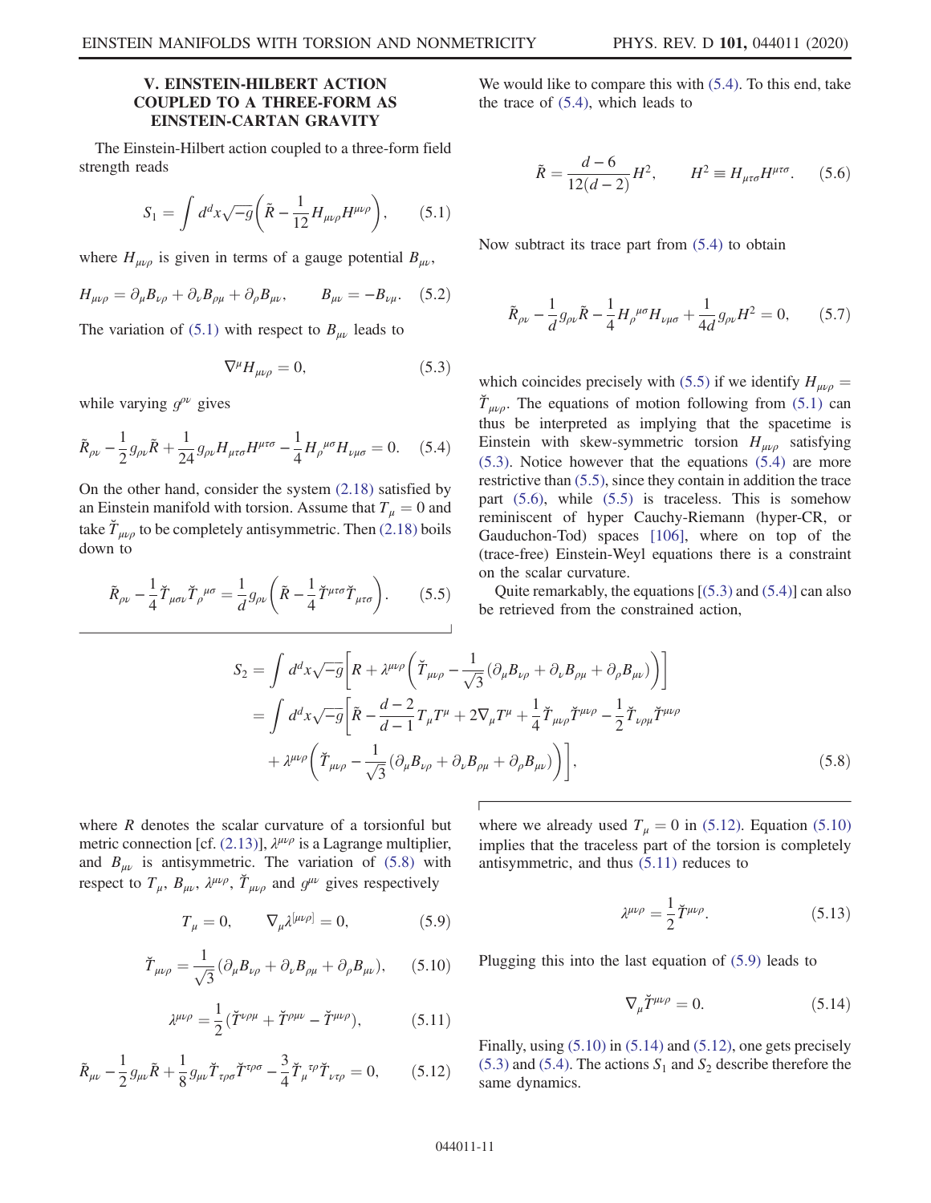## V. EINSTEIN-HILBERT ACTION COUPLED TO A THREE-FORM AS EINSTEIN-CARTAN GRAVITY

The Einstein-Hilbert action coupled to a three-form field strength reads

$$S_1 = \int d^d x \sqrt{-g}\left(\tilde{R} - \frac{1}{12}H_{\mu\nu\rho}H^{\mu\nu\rho}\right), \qquad (5.1)$$

where $H_{\mu\nu\rho}$ is given in terms of a gauge potential $B_{\mu\nu}$,

$$H_{\mu\nu\rho} = \partial_\mu B_{\nu\rho} + \partial_\nu B_{\rho\mu} + \partial_\rho B_{\mu\nu}, \qquad B_{\mu\nu} = -B_{\nu\mu}. \qquad (5.2)$$

The variation of (5.1) with respect to $B_{\mu\nu}$ leads to

$$\nabla^\mu H_{\mu\nu\rho} = 0, \qquad (5.3)$$

while varying $g^{\rho\nu}$ gives

$$\tilde{R}_{\rho\nu} - \frac{1}{2}g_{\rho\nu}\tilde{R} + \frac{1}{24}g_{\rho\nu}H_{\mu\tau\sigma}H^{\mu\tau\sigma} - \frac{1}{4}H_\rho{}^{\mu\sigma}H_{\nu\mu\sigma} = 0. \qquad (5.4)$$

On the other hand, consider the system (2.18) satisfied by an Einstein manifold with torsion. Assume that $T_\mu = 0$ and take $\check{T}_{\mu\nu\rho}$ to be completely antisymmetric. Then (2.18) boils down to

$$\tilde{R}_{\rho\nu} - \frac{1}{4}\check{T}_{\mu\sigma\nu}\check{T}_\rho{}^{\mu\sigma} = \frac{1}{d}g_{\rho\nu}\left(\tilde{R} - \frac{1}{4}\check{T}^{\mu\tau\sigma}\check{T}_{\mu\tau\sigma}\right). \qquad (5.5)$$

We would like to compare this with (5.4). To this end, take the trace of (5.4), which leads to

$$\tilde{R} = \frac{d-6}{12(d-2)}H^2, \qquad H^2 \equiv H_{\mu\tau\sigma}H^{\mu\tau\sigma}. \qquad (5.6)$$

Now subtract its trace part from (5.4) to obtain

$$\tilde{R}_{\rho\nu} - \frac{1}{d}g_{\rho\nu}\tilde{R} - \frac{1}{4}H_\rho{}^{\mu\sigma}H_{\nu\mu\sigma} + \frac{1}{4d}g_{\rho\nu}H^2 = 0, \qquad (5.7)$$

which coincides precisely with (5.5) if we identify $H_{\mu\nu\rho} = \check{T}_{\mu\nu\rho}$. The equations of motion following from (5.1) can thus be interpreted as implying that the spacetime is Einstein with skew-symmetric torsion $H_{\mu\nu\rho}$ satisfying (5.3). Notice however that the equations (5.4) are more restrictive than (5.5), since they contain in addition the trace part (5.6), while (5.5) is traceless. This is somehow reminiscent of hyper Cauchy-Riemann (hyper-CR, or Gauduchon-Tod) spaces [106], where on top of the (trace-free) Einstein-Weyl equations there is a constraint on the scalar curvature.

Quite remarkably, the equations [(5.3) and (5.4)] can also be retrieved from the constrained action,

$$\begin{aligned}
S_2 &= \int d^d x\sqrt{-g}\left[R + \lambda^{\mu\nu\rho}\left(\check{T}_{\mu\nu\rho} - \frac{1}{\sqrt{3}}(\partial_\mu B_{\nu\rho} + \partial_\nu B_{\rho\mu} + \partial_\rho B_{\mu\nu})\right)\right] \\
&= \int d^d x\sqrt{-g}\left[\tilde{R} - \frac{d-2}{d-1}T_\mu T^\mu + 2\nabla_\mu T^\mu + \frac{1}{4}\check{T}_{\mu\nu\rho}\check{T}^{\mu\nu\rho} - \frac{1}{2}\check{T}_{\nu\rho\mu}\check{T}^{\mu\nu\rho}\right. \\
&\quad \left. + \lambda^{\mu\nu\rho}\left(\check{T}_{\mu\nu\rho} - \frac{1}{\sqrt{3}}(\partial_\mu B_{\nu\rho} + \partial_\nu B_{\rho\mu} + \partial_\rho B_{\mu\nu})\right)\right], 
\end{aligned} \qquad (5.8)$$

where $R$ denotes the scalar curvature of a torsionful but metric connection [cf. (2.13)], $\lambda^{\mu\nu\rho}$ is a Lagrange multiplier, and $B_{\mu\nu}$ is antisymmetric. The variation of (5.8) with respect to $T_\mu$, $B_{\mu\nu}$, $\lambda^{\mu\nu\rho}$, $\check{T}_{\mu\nu\rho}$ and $g^{\mu\nu}$ gives respectively

$$T_\mu = 0, \qquad \nabla_\mu\lambda^{[\mu\nu\rho]} = 0, \qquad (5.9)$$

$$\check{T}_{\mu\nu\rho} = \frac{1}{\sqrt{3}}(\partial_\mu B_{\nu\rho} + \partial_\nu B_{\rho\mu} + \partial_\rho B_{\mu\nu}), \qquad (5.10)$$

$$\lambda^{\mu\nu\rho} = \frac{1}{2}(\check{T}^{\nu\rho\mu} + \check{T}^{\rho\mu\nu} - \check{T}^{\mu\nu\rho}), \qquad (5.11)$$

$$\tilde{R}_{\mu\nu} - \frac{1}{2}g_{\mu\nu}\tilde{R} + \frac{1}{8}g_{\mu\nu}\check{T}_{\tau\rho\sigma}\check{T}^{\tau\rho\sigma} - \frac{3}{4}\check{T}_\mu{}^{\tau\rho}\check{T}_{\nu\tau\rho} = 0, \qquad (5.12)$$

where we already used $T_\mu = 0$ in (5.12). Equation (5.10) implies that the traceless part of the torsion is completely antisymmetric, and thus (5.11) reduces to

$$\lambda^{\mu\nu\rho} = \frac{1}{2}\check{T}^{\mu\nu\rho}. \qquad (5.13)$$

Plugging this into the last equation of (5.9) leads to

$$\nabla_\mu\check{T}^{\mu\nu\rho} = 0. \qquad (5.14)$$

Finally, using (5.10) in (5.14) and (5.12), one gets precisely (5.3) and (5.4). The actions $S_1$ and $S_2$ describe therefore the same dynamics.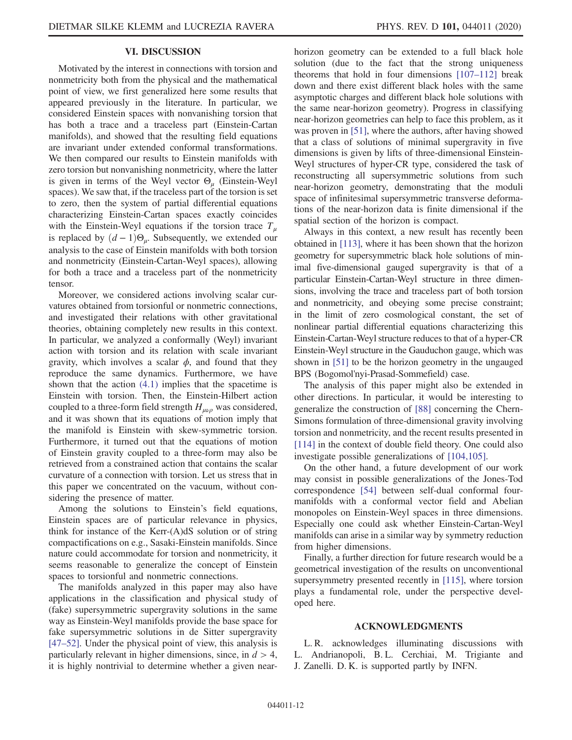## VI. DISCUSSION

Motivated by the interest in connections with torsion and nonmetricity both from the physical and the mathematical point of view, we first generalized here some results that appeared previously in the literature. In particular, we considered Einstein spaces with nonvanishing torsion that has both a trace and a traceless part (Einstein-Cartan manifolds), and showed that the resulting field equations are invariant under extended conformal transformations. We then compared our results to Einstein manifolds with zero torsion but nonvanishing nonmetricity, where the latter is given in terms of the Weyl vector $\Theta_\mu$ (Einstein-Weyl spaces). We saw that, if the traceless part of the torsion is set to zero, then the system of partial differential equations characterizing Einstein-Cartan spaces exactly coincides with the Einstein-Weyl equations if the torsion trace $T_\mu$ is replaced by $(d-1)\Theta_\mu$. Subsequently, we extended our analysis to the case of Einstein manifolds with both torsion and nonmetricity (Einstein-Cartan-Weyl spaces), allowing for both a trace and a traceless part of the nonmetricity tensor.

Moreover, we considered actions involving scalar curvatures obtained from torsionful or nonmetric connections, and investigated their relations with other gravitational theories, obtaining completely new results in this context. In particular, we analyzed a conformally (Weyl) invariant action with torsion and its relation with scale invariant gravity, which involves a scalar $\phi$, and found that they reproduce the same dynamics. Furthermore, we have shown that the action (4.1) implies that the spacetime is Einstein with torsion. Then, the Einstein-Hilbert action coupled to a three-form field strength $H_{\mu\nu\rho}$ was considered, and it was shown that its equations of motion imply that the manifold is Einstein with skew-symmetric torsion. Furthermore, it turned out that the equations of motion of Einstein gravity coupled to a three-form may also be retrieved from a constrained action that contains the scalar curvature of a connection with torsion. Let us stress that in this paper we concentrated on the vacuum, without considering the presence of matter.

Among the solutions to Einstein's field equations, Einstein spaces are of particular relevance in physics, think for instance of the Kerr-(A)dS solution or of string compactifications on e.g., Sasaki-Einstein manifolds. Since nature could accommodate for torsion and nonmetricity, it seems reasonable to generalize the concept of Einstein spaces to torsionful and nonmetric connections.

The manifolds analyzed in this paper may also have applications in the classification and physical study of (fake) supersymmetric supergravity solutions in the same way as Einstein-Weyl manifolds provide the base space for fake supersymmetric solutions in de Sitter supergravity [47–52]. Under the physical point of view, this analysis is particularly relevant in higher dimensions, since, in $d > 4$, it is highly nontrivial to determine whether a given near-horizon geometry can be extended to a full black hole solution (due to the fact that the strong uniqueness theorems that hold in four dimensions [107–112] break down and there exist different black holes with the same asymptotic charges and different black hole solutions with the same near-horizon geometry). Progress in classifying near-horizon geometries can help to face this problem, as it was proven in [51], where the authors, after having showed that a class of solutions of minimal supergravity in five dimensions is given by lifts of three-dimensional Einstein-Weyl structures of hyper-CR type, considered the task of reconstructing all supersymmetric solutions from such near-horizon geometry, demonstrating that the moduli space of infinitesimal supersymmetric transverse deformations of the near-horizon data is finite dimensional if the spatial section of the horizon is compact.

Always in this context, a new result has recently been obtained in [113], where it has been shown that the horizon geometry for supersymmetric black hole solutions of minimal five-dimensional gauged supergravity is that of a particular Einstein-Cartan-Weyl structure in three dimensions, involving the trace and traceless part of both torsion and nonmetricity, and obeying some precise constraint; in the limit of zero cosmological constant, the set of nonlinear partial differential equations characterizing this Einstein-Cartan-Weyl structure reduces to that of a hyper-CR Einstein-Weyl structure in the Gauduchon gauge, which was shown in [51] to be the horizon geometry in the ungauged BPS (Bogomol'nyi-Prasad-Sommefield) case.

The analysis of this paper might also be extended in other directions. In particular, it would be interesting to generalize the construction of [88] concerning the Chern-Simons formulation of three-dimensional gravity involving torsion and nonmetricity, and the recent results presented in [114] in the context of double field theory. One could also investigate possible generalizations of [104,105].

On the other hand, a future development of our work may consist in possible generalizations of the Jones-Tod correspondence [54] between self-dual conformal four-manifolds with a conformal vector field and Abelian monopoles on Einstein-Weyl spaces in three dimensions. Especially one could ask whether Einstein-Cartan-Weyl manifolds can arise in a similar way by symmetry reduction from higher dimensions.

Finally, a further direction for future research would be a geometrical investigation of the results on unconventional supersymmetry presented recently in [115], where torsion plays a fundamental role, under the perspective developed here.

## ACKNOWLEDGMENTS

L. R. acknowledges illuminating discussions with L. Andrianopoli, B. L. Cerchiai, M. Trigiante and J. Zanelli. D. K. is supported partly by INFN.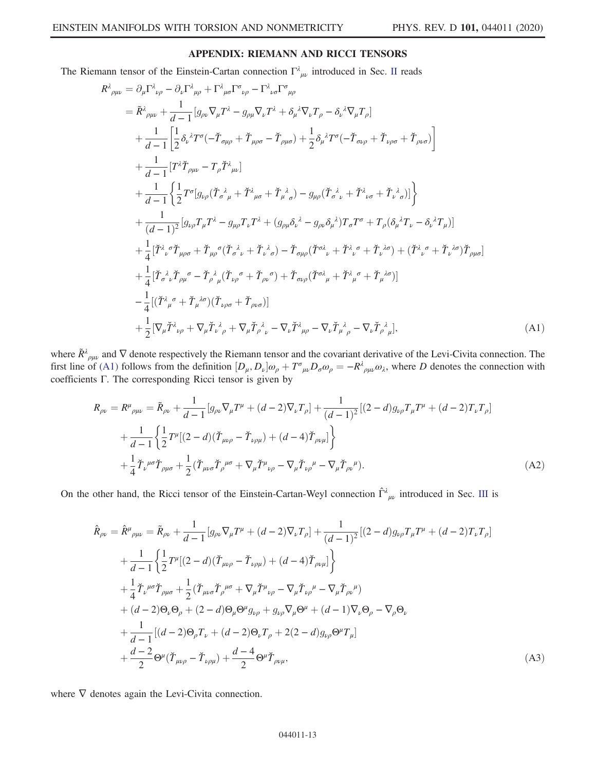## APPENDIX: RIEMANN AND RICCI TENSORS

The Riemann tensor of the Einstein-Cartan connection $\Gamma^{\lambda}{}_{\mu\nu}$ introduced in Sec. II reads

$$
\begin{aligned}
R^{\lambda}{}_{\rho\mu\nu} &= \partial_{\mu}\Gamma^{\lambda}{}_{\nu\rho} - \partial_{\nu}\Gamma^{\lambda}{}_{\mu\rho} + \Gamma^{\lambda}{}_{\mu\sigma}\Gamma^{\sigma}{}_{\nu\rho} - \Gamma^{\lambda}{}_{\nu\sigma}\Gamma^{\sigma}{}_{\mu\rho} \\
&= \tilde{R}^{\lambda}{}_{\rho\mu\nu} + \frac{1}{d-1}[g_{\rho\nu}\nabla_{\mu}T^{\lambda} - g_{\rho\mu}\nabla_{\nu}T^{\lambda} + \delta_{\mu}{}^{\lambda}\nabla_{\nu}T_{\rho} - \delta_{\nu}{}^{\lambda}\nabla_{\mu}T_{\rho}] \\
&\quad + \frac{1}{d-1}\left[\frac{1}{2}\delta_{\nu}{}^{\lambda}T^{\sigma}(-\check{T}_{\sigma\mu\rho} + \check{T}_{\mu\rho\sigma} - \check{T}_{\rho\mu\sigma}) + \frac{1}{2}\delta_{\mu}{}^{\lambda}T^{\sigma}(-\check{T}_{\sigma\nu\rho} + \check{T}_{\nu\rho\sigma} + \check{T}_{\rho\nu\sigma})\right] \\
&\quad + \frac{1}{d-1}[T^{\lambda}\check{T}_{\rho\mu\nu} - T_{\rho}\check{T}^{\lambda}{}_{\mu\nu}] \\
&\quad + \frac{1}{d-1}\left\{\frac{1}{2}T^{\sigma}[g_{\nu\rho}(\check{T}_{\sigma}{}^{\lambda}{}_{\mu} + \check{T}^{\lambda}{}_{\mu\sigma} + \check{T}_{\mu}{}^{\lambda}{}_{\sigma}) - g_{\mu\rho}(\check{T}_{\sigma}{}^{\lambda}{}_{\nu} + \check{T}^{\lambda}{}_{\nu\sigma} + \check{T}_{\nu}{}^{\lambda}{}_{\sigma})]\right\} \\
&\quad + \frac{1}{(d-1)^2}[g_{\nu\rho}T_{\mu}T^{\lambda} - g_{\mu\rho}T_{\nu}T^{\lambda} + (g_{\rho\mu}\delta_{\nu}{}^{\lambda} - g_{\rho\nu}\delta_{\mu}{}^{\lambda})T_{\sigma}T^{\sigma} + T_{\rho}(\delta_{\mu}{}^{\lambda}T_{\nu} - \delta_{\nu}{}^{\lambda}T_{\mu})] \\
&\quad + \frac{1}{4}[\check{T}^{\lambda}{}_{\nu}{}^{\sigma}\check{T}_{\mu\rho\sigma} + \check{T}_{\mu\rho}{}^{\sigma}(\check{T}_{\sigma}{}^{\lambda}{}_{\nu} + \check{T}_{\nu}{}^{\lambda}{}_{\sigma}) - \check{T}_{\sigma\mu\rho}(\check{T}^{\sigma\lambda}{}_{\nu} + \check{T}^{\lambda}{}_{\nu}{}^{\sigma} + \check{T}_{\nu}{}^{\lambda\sigma}) + (\check{T}^{\lambda}{}_{\nu}{}^{\sigma} + \check{T}_{\nu}{}^{\lambda\sigma})\check{T}_{\rho\mu\sigma}] \\
&\quad + \frac{1}{4}[\check{T}_{\sigma}{}^{\lambda}{}_{\nu}\check{T}_{\rho\mu}{}^{\sigma} - \check{T}_{\rho}{}^{\lambda}{}_{\mu}(\check{T}_{\nu\rho}{}^{\sigma} + \check{T}_{\rho\nu}{}^{\sigma}) + \check{T}_{\sigma\nu\rho}(\check{T}^{\sigma\lambda}{}_{\mu} + \check{T}^{\lambda}{}_{\mu}{}^{\sigma} + \check{T}_{\mu}{}^{\lambda\sigma})] \\
&\quad - \frac{1}{4}[(\check{T}^{\lambda}{}_{\mu}{}^{\sigma} + \check{T}_{\mu}{}^{\lambda\sigma})(\check{T}_{\nu\rho\sigma} + \check{T}_{\rho\nu\sigma})] \\
&\quad + \frac{1}{2}[\nabla_{\mu}\check{T}^{\lambda}{}_{\nu\rho} + \nabla_{\mu}\check{T}_{\nu}{}^{\lambda}{}_{\rho} + \nabla_{\mu}\check{T}_{\rho}{}^{\lambda}{}_{\nu} - \nabla_{\nu}\check{T}^{\lambda}{}_{\mu\rho} - \nabla_{\nu}\check{T}_{\mu}{}^{\lambda}{}_{\rho} - \nabla_{\nu}\check{T}_{\rho}{}^{\lambda}{}_{\mu}],
\end{aligned}
\tag{A1}
$$

where $\tilde{R}^{\lambda}{}_{\rho\mu\nu}$ and $\nabla$ denote respectively the Riemann tensor and the covariant derivative of the Levi-Civita connection. The first line of (A1) follows from the definition $[D_{\mu}, D_{\nu}]\omega_{\rho} + T^{\sigma}{}_{\mu\nu}D_{\sigma}\omega_{\rho} = -R^{\lambda}{}_{\rho\mu\nu}\omega_{\lambda}$, where $D$ denotes the connection with coefficients $\Gamma$. The corresponding Ricci tensor is given by

$$
\begin{aligned}
R_{\rho\nu} = R^{\mu}{}_{\rho\mu\nu} &= \tilde{R}_{\rho\nu} + \frac{1}{d-1}[g_{\rho\nu}\nabla_{\mu}T^{\mu} + (d-2)\nabla_{\nu}T_{\rho}] + \frac{1}{(d-1)^2}[(2-d)g_{\nu\rho}T_{\mu}T^{\mu} + (d-2)T_{\nu}T_{\rho}] \\
&\quad + \frac{1}{d-1}\left\{\frac{1}{2}T^{\mu}[(2-d)(\check{T}_{\mu\nu\rho} - \check{T}_{\nu\rho\mu}) + (d-4)\check{T}_{\rho\nu\mu}]\right\} \\
&\quad + \frac{1}{4}\check{T}_{\nu}{}^{\mu\sigma}\check{T}_{\rho\mu\sigma} + \frac{1}{2}(\check{T}_{\mu\nu\sigma}\check{T}_{\rho}{}^{\mu\sigma} + \nabla_{\mu}\check{T}^{\mu}{}_{\nu\rho} - \nabla_{\mu}\check{T}_{\nu\rho}{}^{\mu} - \nabla_{\mu}\check{T}_{\rho\nu}{}^{\mu}).
\end{aligned}
\tag{A2}
$$

On the other hand, the Ricci tensor of the Einstein-Cartan-Weyl connection $\hat{\Gamma}^{\lambda}{}_{\mu\nu}$ introduced in Sec. III is

$$
\begin{aligned}
\hat{R}_{\rho\nu} = \hat{R}^{\mu}{}_{\rho\mu\nu} &= \tilde{R}_{\rho\nu} + \frac{1}{d-1}[g_{\rho\nu}\nabla_{\mu}T^{\mu} + (d-2)\nabla_{\nu}T_{\rho}] + \frac{1}{(d-1)^2}[(2-d)g_{\nu\rho}T_{\mu}T^{\mu} + (d-2)T_{\nu}T_{\rho}] \\
&\quad + \frac{1}{d-1}\left\{\frac{1}{2}T^{\mu}[(2-d)(\check{T}_{\mu\nu\rho} - \check{T}_{\nu\rho\mu}) + (d-4)\check{T}_{\rho\nu\mu}]\right\} \\
&\quad + \frac{1}{4}\check{T}_{\nu}{}^{\mu\sigma}\check{T}_{\rho\mu\sigma} + \frac{1}{2}(\check{T}_{\mu\nu\sigma}\check{T}_{\rho}{}^{\mu\sigma} + \nabla_{\mu}\check{T}^{\mu}{}_{\nu\rho} - \nabla_{\mu}\check{T}_{\nu\rho}{}^{\mu} - \nabla_{\mu}\check{T}_{\rho\nu}{}^{\mu}) \\
&\quad + (d-2)\Theta_{\nu}\Theta_{\rho} + (2-d)\Theta_{\mu}\Theta^{\mu}g_{\nu\rho} + g_{\nu\rho}\nabla_{\mu}\Theta^{\mu} + (d-1)\nabla_{\nu}\Theta_{\rho} - \nabla_{\rho}\Theta_{\nu} \\
&\quad + \frac{1}{d-1}[(d-2)\Theta_{\rho}T_{\nu} + (d-2)\Theta_{\nu}T_{\rho} + 2(2-d)g_{\nu\rho}\Theta^{\mu}T_{\mu}] \\
&\quad + \frac{d-2}{2}\Theta^{\mu}(\check{T}_{\mu\nu\rho} - \check{T}_{\nu\rho\mu}) + \frac{d-4}{2}\Theta^{\mu}\check{T}_{\rho\nu\mu},
\end{aligned}
\tag{A3}
$$

where $\nabla$ denotes again the Levi-Civita connection.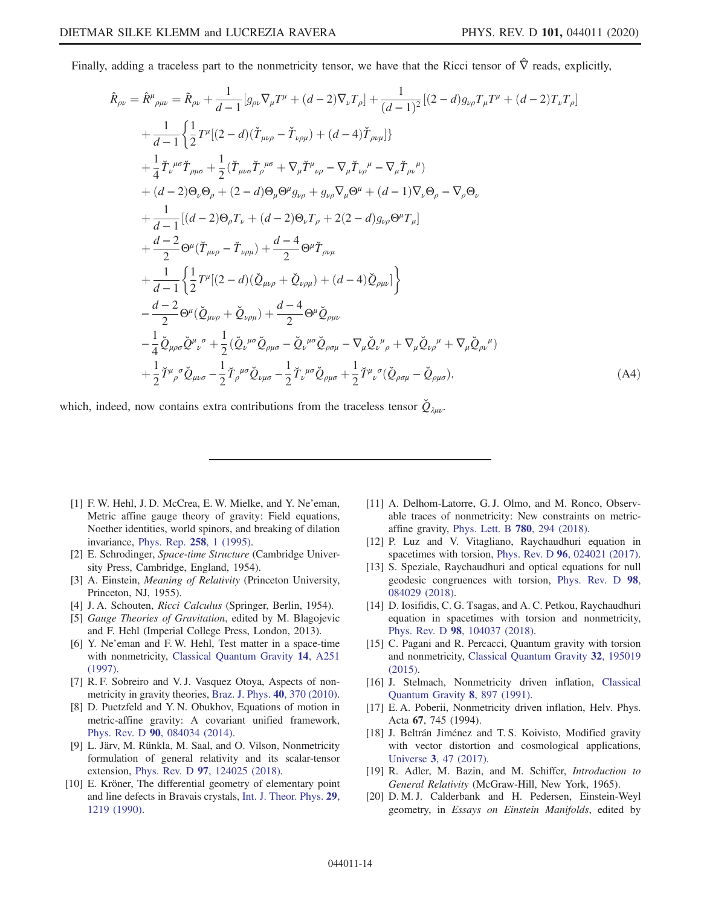Finally, adding a traceless part to the nonmetricity tensor, we have that the Ricci tensor of $\hat{\nabla}$ reads, explicitly,

$$
\begin{aligned}
\hat{R}_{\rho\nu} = \hat{R}^{\mu}{}_{\rho\mu\nu} &= \tilde{R}_{\rho\nu} + \frac{1}{d-1}[g_{\rho\nu}\nabla_\mu T^\mu + (d-2)\nabla_\nu T_\rho] + \frac{1}{(d-1)^2}[(2-d)g_{\nu\rho}T_\mu T^\mu + (d-2)T_\nu T_\rho] \\
&+ \frac{1}{d-1}\left\{\frac{1}{2}T^\mu[(2-d)(\check{T}_{\mu\nu\rho} - \check{T}_{\nu\rho\mu}) + (d-4)\check{T}_{\rho\nu\mu}]\right\} \\
&+ \frac{1}{4}\check{T}_\nu{}^{\mu\sigma}\check{T}_{\rho\mu\sigma} + \frac{1}{2}(\check{T}_{\mu\nu\sigma}\check{T}_\rho{}^{\mu\sigma} + \nabla_\mu \check{T}^\mu{}_{\nu\rho} - \nabla_\mu \check{T}_{\nu\rho}{}^\mu - \nabla_\mu \check{T}_{\rho\nu}{}^\mu) \\
&+ (d-2)\Theta_\nu\Theta_\rho + (2-d)\Theta_\mu\Theta^\mu g_{\nu\rho} + g_{\nu\rho}\nabla_\mu\Theta^\mu + (d-1)\nabla_\nu\Theta_\rho - \nabla_\rho\Theta_\nu \\
&+ \frac{1}{d-1}[(d-2)\Theta_\rho T_\nu + (d-2)\Theta_\nu T_\rho + 2(2-d)g_{\nu\rho}\Theta^\mu T_\mu] \\
&+ \frac{d-2}{2}\Theta^\mu(\check{T}_{\mu\nu\rho} - \check{T}_{\nu\rho\mu}) + \frac{d-4}{2}\Theta^\mu\check{T}_{\rho\nu\mu} \\
&+ \frac{1}{d-1}\left\{\frac{1}{2}T^\mu[(2-d)(\check{Q}_{\mu\nu\rho} + \check{Q}_{\nu\rho\mu}) + (d-4)\check{Q}_{\rho\mu\nu}]\right\} \\
&- \frac{d-2}{2}\Theta^\mu(\check{Q}_{\mu\nu\rho} + \check{Q}_{\nu\rho\mu}) + \frac{d-4}{2}\Theta^\mu\check{Q}_{\rho\mu\nu} \\
&- \frac{1}{4}\check{Q}_{\mu\rho\sigma}\check{Q}^\mu{}_\nu{}^\sigma + \frac{1}{2}(\check{Q}_\nu{}^{\mu\sigma}\check{Q}_{\rho\mu\sigma} - \check{Q}_\nu{}^{\mu\sigma}\check{Q}_{\rho\sigma\mu} - \nabla_\mu\check{Q}_\nu{}^\mu{}_\rho + \nabla_\mu\check{Q}_{\nu\rho}{}^\mu + \nabla_\mu\check{Q}_{\rho\nu}{}^\mu) \\
&+ \frac{1}{2}\check{T}^\mu{}_\rho{}^\sigma\check{Q}_{\mu\nu\sigma} - \frac{1}{2}\check{T}_\rho{}^{\mu\sigma}\check{Q}_{\nu\mu\sigma} - \frac{1}{2}\check{T}_\nu{}^{\mu\sigma}\check{Q}_{\rho\mu\sigma} + \frac{1}{2}\check{T}^\mu{}_\nu{}^\sigma(\check{Q}_{\rho\sigma\mu} - \check{Q}_{\rho\mu\sigma}),
\end{aligned}
\tag{A4}
$$

which, indeed, now contains extra contributions from the traceless tensor $\check{Q}_{\lambda\mu\nu}$.

---

[1] F. W. Hehl, J. D. McCrea, E. W. Mielke, and Y. Ne'eman, Metric affine gauge theory of gravity: Field equations, Noether identities, world spinors, and breaking of dilation invariance, Phys. Rep. **258**, 1 (1995).

[2] E. Schrodinger, *Space-time Structure* (Cambridge University Press, Cambridge, England, 1954).

[3] A. Einstein, *Meaning of Relativity* (Princeton University, Princeton, NJ, 1955).

[4] J. A. Schouten, *Ricci Calculus* (Springer, Berlin, 1954).

[5] *Gauge Theories of Gravitation*, edited by M. Blagojevic and F. Hehl (Imperial College Press, London, 2013).

[6] Y. Ne'eman and F. W. Hehl, Test matter in a space-time with nonmetricity, Classical Quantum Gravity **14**, A251 (1997).

[7] R. F. Sobreiro and V. J. Vasquez Otoya, Aspects of nonmetricity in gravity theories, Braz. J. Phys. **40**, 370 (2010).

[8] D. Puetzfeld and Y. N. Obukhov, Equations of motion in metric-affine gravity: A covariant unified framework, Phys. Rev. D **90**, 084034 (2014).

[9] L. Järv, M. Rünkla, M. Saal, and O. Vilson, Nonmetricity formulation of general relativity and its scalar-tensor extension, Phys. Rev. D **97**, 124025 (2018).

[10] E. Kröner, The differential geometry of elementary point and line defects in Bravais crystals, Int. J. Theor. Phys. **29**, 1219 (1990).

[11] A. Delhom-Latorre, G. J. Olmo, and M. Ronco, Observable traces of nonmetricity: New constraints on metric-affine gravity, Phys. Lett. B **780**, 294 (2018).

[12] P. Luz and V. Vitagliano, Raychaudhuri equation in spacetimes with torsion, Phys. Rev. D **96**, 024021 (2017).

[13] S. Speziale, Raychaudhuri and optical equations for null geodesic congruences with torsion, Phys. Rev. D **98**, 084029 (2018).

[14] D. Iosifidis, C. G. Tsagas, and A. C. Petkou, Raychaudhuri equation in spacetimes with torsion and nonmetricity, Phys. Rev. D **98**, 104037 (2018).

[15] C. Pagani and R. Percacci, Quantum gravity with torsion and nonmetricity, Classical Quantum Gravity **32**, 195019 (2015).

[16] J. Stelmach, Nonmetricity driven inflation, Classical Quantum Gravity **8**, 897 (1991).

[17] E. A. Poberii, Nonmetricity driven inflation, Helv. Phys. Acta **67**, 745 (1994).

[18] J. Beltrán Jiménez and T. S. Koivisto, Modified gravity with vector distortion and cosmological applications, Universe **3**, 47 (2017).

[19] R. Adler, M. Bazin, and M. Schiffer, *Introduction to General Relativity* (McGraw-Hill, New York, 1965).

[20] D. M. J. Calderbank and H. Pedersen, Einstein-Weyl geometry, in *Essays on Einstein Manifolds*, edited by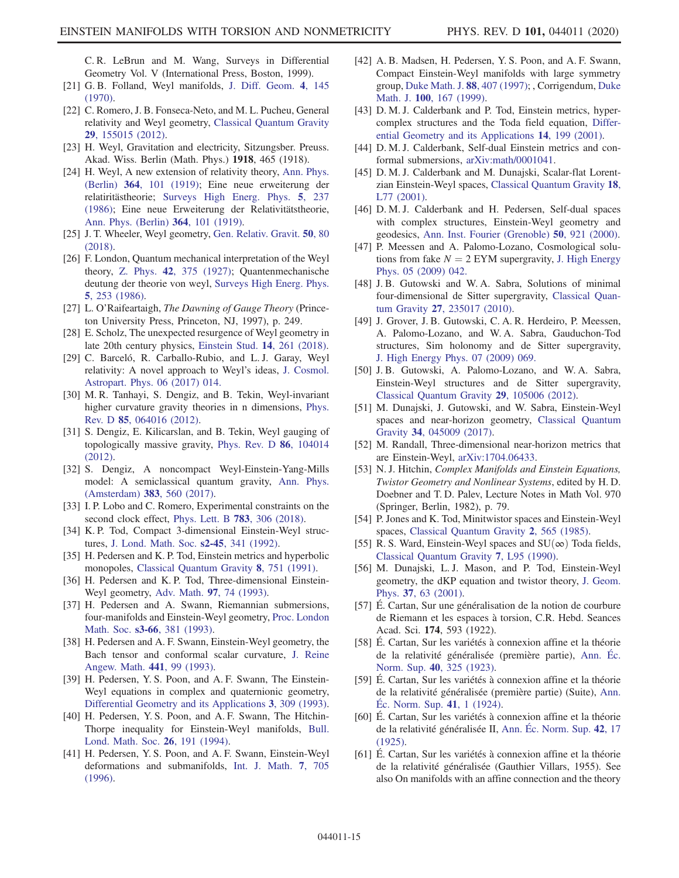C. R. LeBrun and M. Wang, Surveys in Differential Geometry Vol. V (International Press, Boston, 1999).

[21] G. B. Folland, Weyl manifolds, J. Diff. Geom. **4**, 145 (1970).

[22] C. Romero, J. B. Fonseca-Neto, and M. L. Pucheu, General relativity and Weyl geometry, Classical Quantum Gravity **29**, 155015 (2012).

[23] H. Weyl, Gravitation and electricity, Sitzungsber. Preuss. Akad. Wiss. Berlin (Math. Phys.) **1918**, 465 (1918).

[24] H. Weyl, A new extension of relativity theory, Ann. Phys. (Berlin) **364**, 101 (1919); Eine neue erweiterung der relatiritästheorie; Surveys High Energ. Phys. **5**, 237 (1986); Eine neue Erweiterung der Relativitätstheorie, Ann. Phys. (Berlin) **364**, 101 (1919).

[25] J. T. Wheeler, Weyl geometry, Gen. Relativ. Gravit. **50**, 80 (2018).

[26] F. London, Quantum mechanical interpretation of the Weyl theory, Z. Phys. **42**, 375 (1927); Quantenmechanische deutung der theorie von weyl, Surveys High Energ. Phys. **5**, 253 (1986).

[27] L. O'Raifeartaigh, *The Dawning of Gauge Theory* (Princeton University Press, Princeton, NJ, 1997), p. 249.

[28] E. Scholz, The unexpected resurgence of Weyl geometry in late 20th century physics, Einstein Stud. **14**, 261 (2018).

[29] C. Barceló, R. Carballo-Rubio, and L. J. Garay, Weyl relativity: A novel approach to Weyl's ideas, J. Cosmol. Astropart. Phys. 06 (2017) 014.

[30] M. R. Tanhayi, S. Dengiz, and B. Tekin, Weyl-invariant higher curvature gravity theories in n dimensions, Phys. Rev. D **85**, 064016 (2012).

[31] S. Dengiz, E. Kilicarslan, and B. Tekin, Weyl gauging of topologically massive gravity, Phys. Rev. D **86**, 104014 (2012).

[32] S. Dengiz, A noncompact Weyl-Einstein-Yang-Mills model: A semiclassical quantum gravity, Ann. Phys. (Amsterdam) **383**, 560 (2017).

[33] I. P. Lobo and C. Romero, Experimental constraints on the second clock effect, Phys. Lett. B **783**, 306 (2018).

[34] K. P. Tod, Compact 3-dimensional Einstein-Weyl structures, J. Lond. Math. Soc. **s2-45**, 341 (1992).

[35] H. Pedersen and K. P. Tod, Einstein metrics and hyperbolic monopoles, Classical Quantum Gravity **8**, 751 (1991).

[36] H. Pedersen and K. P. Tod, Three-dimensional Einstein-Weyl geometry, Adv. Math. **97**, 74 (1993).

[37] H. Pedersen and A. Swann, Riemannian submersions, four-manifolds and Einstein-Weyl geometry, Proc. London Math. Soc. **s3-66**, 381 (1993).

[38] H. Pedersen and A. F. Swann, Einstein-Weyl geometry, the Bach tensor and conformal scalar curvature, J. Reine Angew. Math. **441**, 99 (1993).

[39] H. Pedersen, Y. S. Poon, and A. F. Swann, The Einstein-Weyl equations in complex and quaternionic geometry, Differential Geometry and its Applications **3**, 309 (1993).

[40] H. Pedersen, Y. S. Poon, and A. F. Swann, The Hitchin-Thorpe inequality for Einstein-Weyl manifolds, Bull. Lond. Math. Soc. **26**, 191 (1994).

[41] H. Pedersen, Y. S. Poon, and A. F. Swann, Einstein-Weyl deformations and submanifolds, Int. J. Math. **7**, 705 (1996).

[42] A. B. Madsen, H. Pedersen, Y. S. Poon, and A. F. Swann, Compact Einstein-Weyl manifolds with large symmetry group, Duke Math. J. **88**, 407 (1997); , Corrigendum, Duke Math. J. **100**, 167 (1999).

[43] D. M. J. Calderbank and P. Tod, Einstein metrics, hypercomplex structures and the Toda field equation, Differential Geometry and its Applications **14**, 199 (2001).

[44] D. M. J. Calderbank, Self-dual Einstein metrics and conformal submersions, arXiv:math/0001041.

[45] D. M. J. Calderbank and M. Dunajski, Scalar-flat Lorentzian Einstein-Weyl spaces, Classical Quantum Gravity **18**, L77 (2001).

[46] D. M. J. Calderbank and H. Pedersen, Self-dual spaces with complex structures, Einstein-Weyl geometry and geodesics, Ann. Inst. Fourier (Grenoble) **50**, 921 (2000).

[47] P. Meessen and A. Palomo-Lozano, Cosmological solutions from fake $N = 2$ EYM supergravity, J. High Energy Phys. 05 (2009) 042.

[48] J. B. Gutowski and W. A. Sabra, Solutions of minimal four-dimensional de Sitter supergravity, Classical Quantum Gravity **27**, 235017 (2010).

[49] J. Grover, J. B. Gutowski, C. A. R. Herdeiro, P. Meessen, A. Palomo-Lozano, and W. A. Sabra, Gauduchon-Tod structures, Sim holonomy and de Sitter supergravity, J. High Energy Phys. 07 (2009) 069.

[50] J. B. Gutowski, A. Palomo-Lozano, and W. A. Sabra, Einstein-Weyl structures and de Sitter supergravity, Classical Quantum Gravity **29**, 105006 (2012).

[51] M. Dunajski, J. Gutowski, and W. Sabra, Einstein-Weyl spaces and near-horizon geometry, Classical Quantum Gravity **34**, 045009 (2017).

[52] M. Randall, Three-dimensional near-horizon metrics that are Einstein-Weyl, arXiv:1704.06433.

[53] N. J. Hitchin, *Complex Manifolds and Einstein Equations, Twistor Geometry and Nonlinear Systems*, edited by H. D. Doebner and T. D. Palev, Lecture Notes in Math Vol. 970 (Springer, Berlin, 1982), p. 79.

[54] P. Jones and K. Tod, Minitwistor spaces and Einstein-Weyl spaces, Classical Quantum Gravity **2**, 565 (1985).

[55] R. S. Ward, Einstein-Weyl spaces and $SU(\infty)$ Toda fields, Classical Quantum Gravity **7**, L95 (1990).

[56] M. Dunajski, L. J. Mason, and P. Tod, Einstein-Weyl geometry, the dKP equation and twistor theory, J. Geom. Phys. **37**, 63 (2001).

[57] É. Cartan, Sur une généralisation de la notion de courbure de Riemann et les espaces à torsion, C.R. Hebd. Seances Acad. Sci. **174**, 593 (1922).

[58] É. Cartan, Sur les variétés à connexion affine et la théorie de la relativité généralisée (première partie), Ann. Éc. Norm. Sup. **40**, 325 (1923).

[59] É. Cartan, Sur les variétés à connexion affine et la théorie de la relativité généralisée (première partie) (Suite), Ann. Éc. Norm. Sup. **41**, 1 (1924).

[60] É. Cartan, Sur les variétés à connexion affine et la théorie de la relativité généralisée II, Ann. Éc. Norm. Sup. **42**, 17 (1925).

[61] É. Cartan, Sur les variétés à connexion affine et la théorie de la relativité généralisée (Gauthier Villars, 1955). See also On manifolds with an affine connection and the theory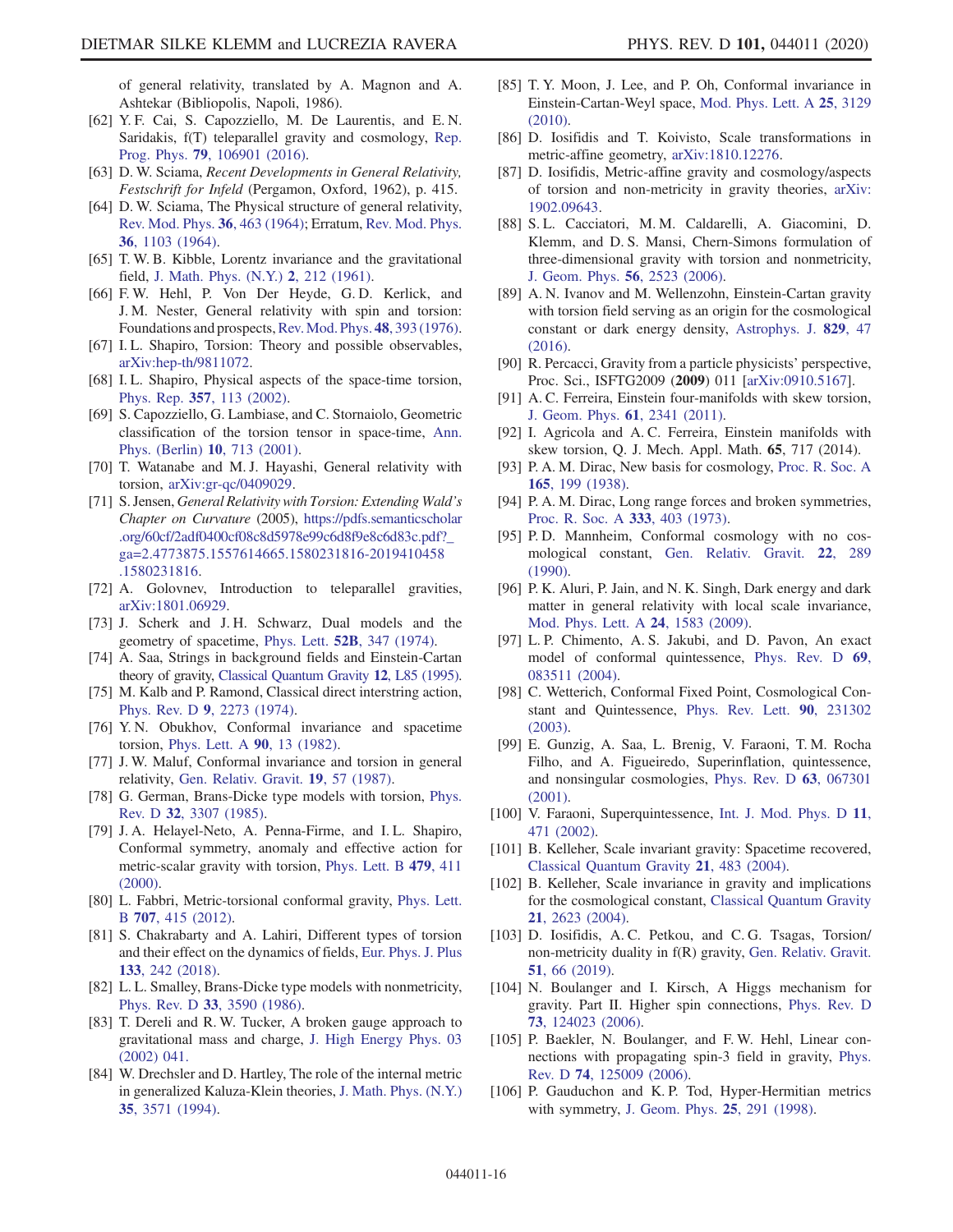of general relativity, translated by A. Magnon and A. Ashtekar (Bibliopolis, Napoli, 1986).

[62] Y. F. Cai, S. Capozziello, M. De Laurentis, and E. N. Saridakis, f(T) teleparallel gravity and cosmology, Rep. Prog. Phys. **79**, 106901 (2016).

[63] D. W. Sciama, *Recent Developments in General Relativity, Festschrift for Infeld* (Pergamon, Oxford, 1962), p. 415.

[64] D. W. Sciama, The Physical structure of general relativity, Rev. Mod. Phys. **36**, 463 (1964); Erratum, Rev. Mod. Phys. **36**, 1103 (1964).

[65] T. W. B. Kibble, Lorentz invariance and the gravitational field, J. Math. Phys. (N.Y.) **2**, 212 (1961).

[66] F. W. Hehl, P. Von Der Heyde, G. D. Kerlick, and J. M. Nester, General relativity with spin and torsion: Foundations and prospects, Rev. Mod. Phys. **48**, 393 (1976).

[67] I. L. Shapiro, Torsion: Theory and possible observables, arXiv:hep-th/9811072.

[68] I. L. Shapiro, Physical aspects of the space-time torsion, Phys. Rep. **357**, 113 (2002).

[69] S. Capozziello, G. Lambiase, and C. Stornaiolo, Geometric classification of the torsion tensor in space-time, Ann. Phys. (Berlin) **10**, 713 (2001).

[70] T. Watanabe and M. J. Hayashi, General relativity with torsion, arXiv:gr-qc/0409029.

[71] S. Jensen, *General Relativity with Torsion: Extending Wald's Chapter on Curvature* (2005), https://pdfs.semanticscholar.org/60cf/2adf0400cf08c8d5978e99c6d8f9e8c6d83c.pdf?_ga=2.4773875.1557614665.1580231816-2019410458.1580231816.

[72] A. Golovnev, Introduction to teleparallel gravities, arXiv:1801.06929.

[73] J. Scherk and J. H. Schwarz, Dual models and the geometry of spacetime, Phys. Lett. **52B**, 347 (1974).

[74] A. Saa, Strings in background fields and Einstein-Cartan theory of gravity, Classical Quantum Gravity **12**, L85 (1995).

[75] M. Kalb and P. Ramond, Classical direct interstring action, Phys. Rev. D **9**, 2273 (1974).

[76] Y. N. Obukhov, Conformal invariance and spacetime torsion, Phys. Lett. A **90**, 13 (1982).

[77] J. W. Maluf, Conformal invariance and torsion in general relativity, Gen. Relativ. Gravit. **19**, 57 (1987).

[78] G. German, Brans-Dicke type models with torsion, Phys. Rev. D **32**, 3307 (1985).

[79] J. A. Helayel-Neto, A. Penna-Firme, and I. L. Shapiro, Conformal symmetry, anomaly and effective action for metric-scalar gravity with torsion, Phys. Lett. B **479**, 411 (2000).

[80] L. Fabbri, Metric-torsional conformal gravity, Phys. Lett. B **707**, 415 (2012).

[81] S. Chakrabarty and A. Lahiri, Different types of torsion and their effect on the dynamics of fields, Eur. Phys. J. Plus **133**, 242 (2018).

[82] L. L. Smalley, Brans-Dicke type models with nonmetricity, Phys. Rev. D **33**, 3590 (1986).

[83] T. Dereli and R. W. Tucker, A broken gauge approach to gravitational mass and charge, J. High Energy Phys. 03 (2002) 041.

[84] W. Drechsler and D. Hartley, The role of the internal metric in generalized Kaluza-Klein theories, J. Math. Phys. (N.Y.) **35**, 3571 (1994).

[85] T. Y. Moon, J. Lee, and P. Oh, Conformal invariance in Einstein-Cartan-Weyl space, Mod. Phys. Lett. A **25**, 3129 (2010).

[86] D. Iosifidis and T. Koivisto, Scale transformations in metric-affine geometry, arXiv:1810.12276.

[87] D. Iosifidis, Metric-affine gravity and cosmology/aspects of torsion and non-metricity in gravity theories, arXiv:1902.09643.

[88] S. L. Cacciatori, M. M. Caldarelli, A. Giacomini, D. Klemm, and D. S. Mansi, Chern-Simons formulation of three-dimensional gravity with torsion and nonmetricity, J. Geom. Phys. **56**, 2523 (2006).

[89] A. N. Ivanov and M. Wellenzohn, Einstein-Cartan gravity with torsion field serving as an origin for the cosmological constant or dark energy density, Astrophys. J. **829**, 47 (2016).

[90] R. Percacci, Gravity from a particle physicists' perspective, Proc. Sci., ISFTG2009 (**2009**) 011 [arXiv:0910.5167].

[91] A. C. Ferreira, Einstein four-manifolds with skew torsion, J. Geom. Phys. **61**, 2341 (2011).

[92] I. Agricola and A. C. Ferreira, Einstein manifolds with skew torsion, Q. J. Mech. Appl. Math. **65**, 717 (2014).

[93] P. A. M. Dirac, New basis for cosmology, Proc. R. Soc. A **165**, 199 (1938).

[94] P. A. M. Dirac, Long range forces and broken symmetries, Proc. R. Soc. A **333**, 403 (1973).

[95] P. D. Mannheim, Conformal cosmology with no cosmological constant, Gen. Relativ. Gravit. **22**, 289 (1990).

[96] P. K. Aluri, P. Jain, and N. K. Singh, Dark energy and dark matter in general relativity with local scale invariance, Mod. Phys. Lett. A **24**, 1583 (2009).

[97] L. P. Chimento, A. S. Jakubi, and D. Pavon, An exact model of conformal quintessence, Phys. Rev. D **69**, 083511 (2004).

[98] C. Wetterich, Conformal Fixed Point, Cosmological Constant and Quintessence, Phys. Rev. Lett. **90**, 231302 (2003).

[99] E. Gunzig, A. Saa, L. Brenig, V. Faraoni, T. M. Rocha Filho, and A. Figueiredo, Superinflation, quintessence, and nonsingular cosmologies, Phys. Rev. D **63**, 067301 (2001).

[100] V. Faraoni, Superquintessence, Int. J. Mod. Phys. D **11**, 471 (2002).

[101] B. Kelleher, Scale invariant gravity: Spacetime recovered, Classical Quantum Gravity **21**, 483 (2004).

[102] B. Kelleher, Scale invariance in gravity and implications for the cosmological constant, Classical Quantum Gravity **21**, 2623 (2004).

[103] D. Iosifidis, A. C. Petkou, and C. G. Tsagas, Torsion/non-metricity duality in f(R) gravity, Gen. Relativ. Gravit. **51**, 66 (2019).

[104] N. Boulanger and I. Kirsch, A Higgs mechanism for gravity. Part II. Higher spin connections, Phys. Rev. D **73**, 124023 (2006).

[105] P. Baekler, N. Boulanger, and F. W. Hehl, Linear connections with propagating spin-3 field in gravity, Phys. Rev. D **74**, 125009 (2006).

[106] P. Gauduchon and K. P. Tod, Hyper-Hermitian metrics with symmetry, J. Geom. Phys. **25**, 291 (1998).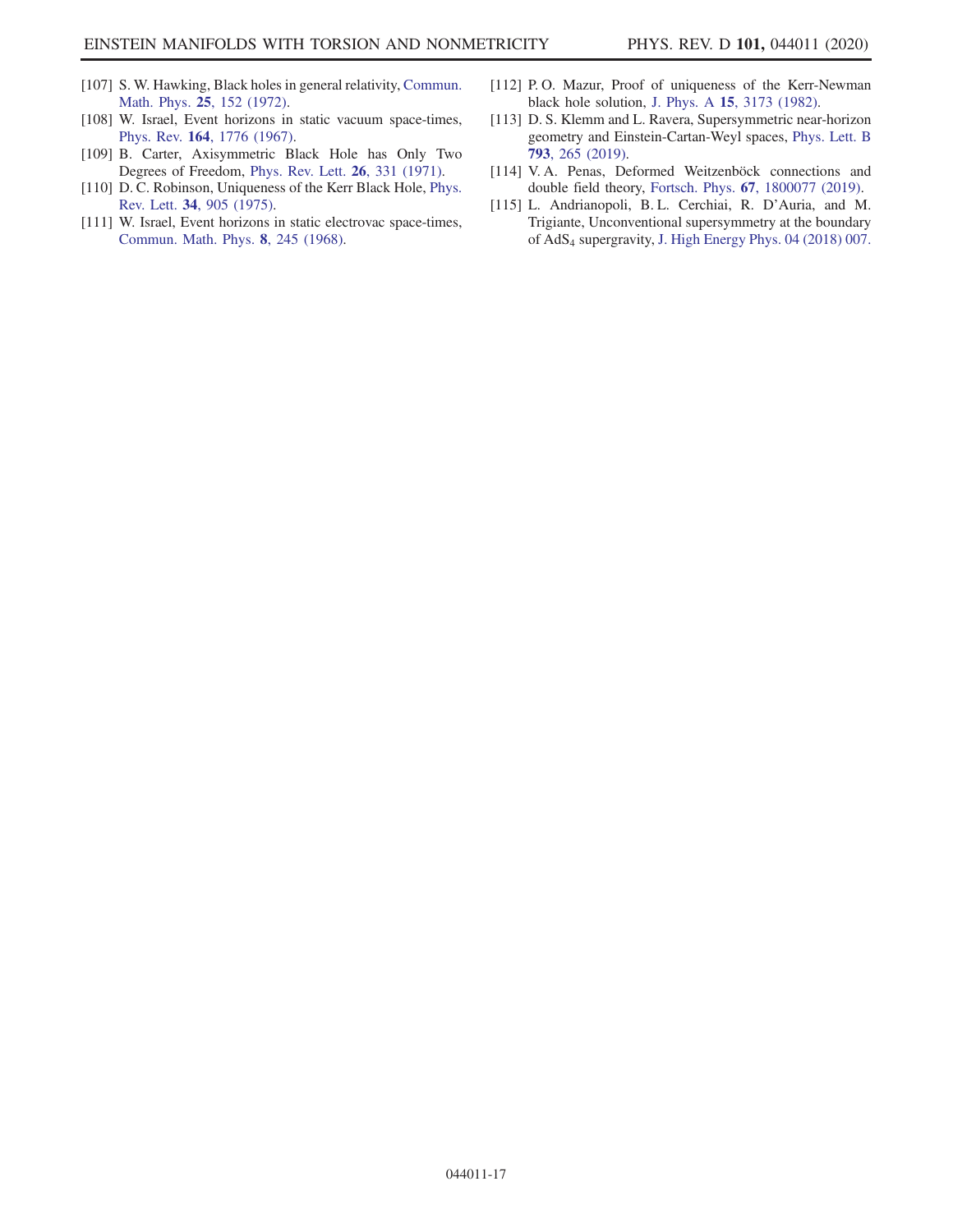[107] S. W. Hawking, Black holes in general relativity, Commun. Math. Phys. **25**, 152 (1972).

[108] W. Israel, Event horizons in static vacuum space-times, Phys. Rev. **164**, 1776 (1967).

[109] B. Carter, Axisymmetric Black Hole has Only Two Degrees of Freedom, Phys. Rev. Lett. **26**, 331 (1971).

[110] D. C. Robinson, Uniqueness of the Kerr Black Hole, Phys. Rev. Lett. **34**, 905 (1975).

[111] W. Israel, Event horizons in static electrovac space-times, Commun. Math. Phys. **8**, 245 (1968).

[112] P. O. Mazur, Proof of uniqueness of the Kerr-Newman black hole solution, J. Phys. A **15**, 3173 (1982).

[113] D. S. Klemm and L. Ravera, Supersymmetric near-horizon geometry and Einstein-Cartan-Weyl spaces, Phys. Lett. B **793**, 265 (2019).

[114] V. A. Penas, Deformed Weitzenböck connections and double field theory, Fortsch. Phys. **67**, 1800077 (2019).

[115] L. Andrianopoli, B. L. Cerchiai, R. D'Auria, and M. Trigiante, Unconventional supersymmetry at the boundary of $AdS_4$ supergravity, J. High Energy Phys. 04 (2018) 007.